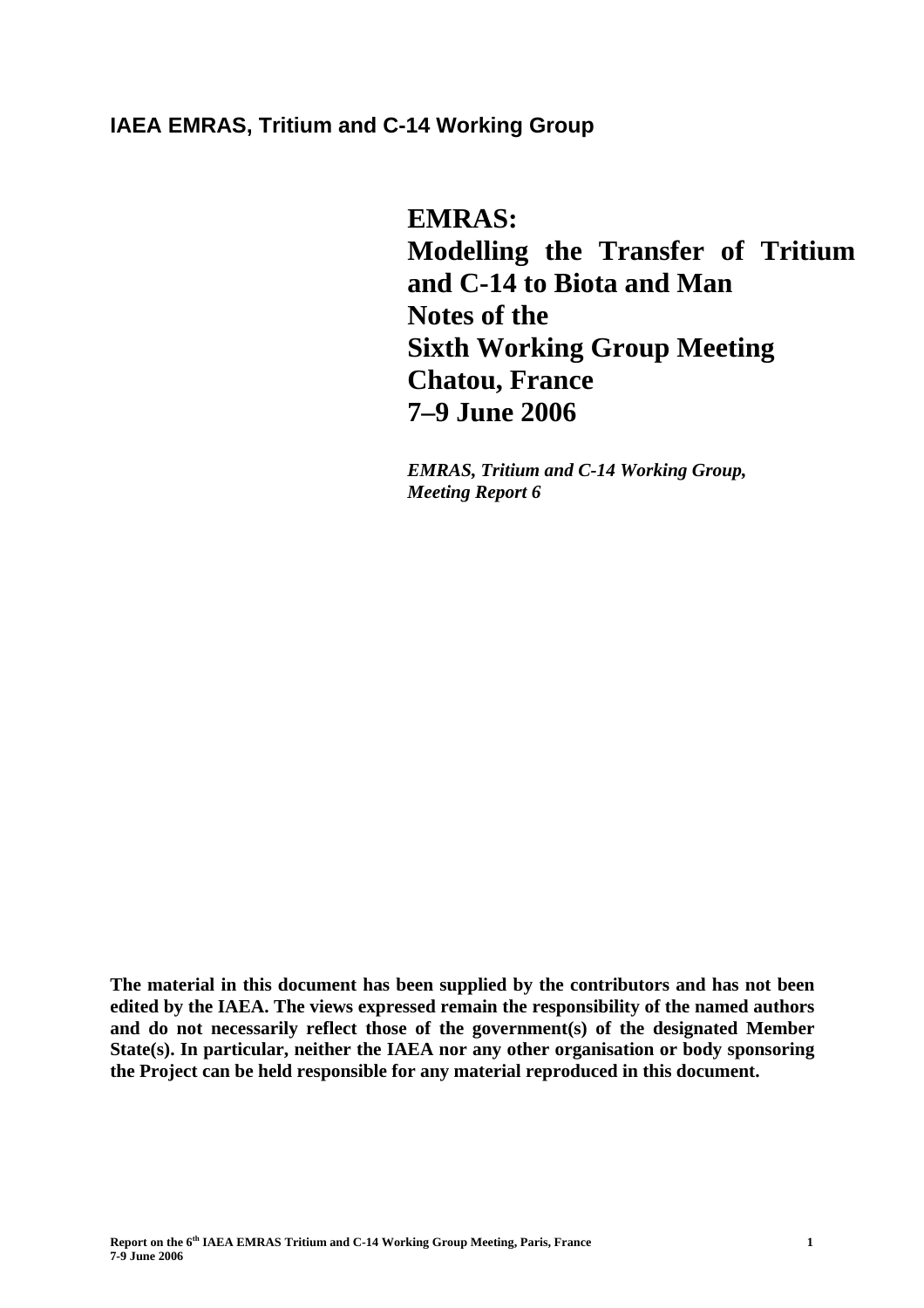**IAEA EMRAS, Tritium and C-14 Working Group**

# EMRAS: Modelling the Transfer of Tritium and C-14 to Biota and Man Notes of the Sixth Working Group Meeting Chatou, France 7–9 June 2006

***EMRAS, Tritium and C-14 Working Group, Meeting Report 6***

**The material in this document has been supplied by the contributors and has not been edited by the IAEA. The views expressed remain the responsibility of the named authors and do not necessarily reflect those of the government(s) of the designated Member State(s). In particular, neither the IAEA nor any other organisation or body sponsoring the Project can be held responsible for any material reproduced in this document.**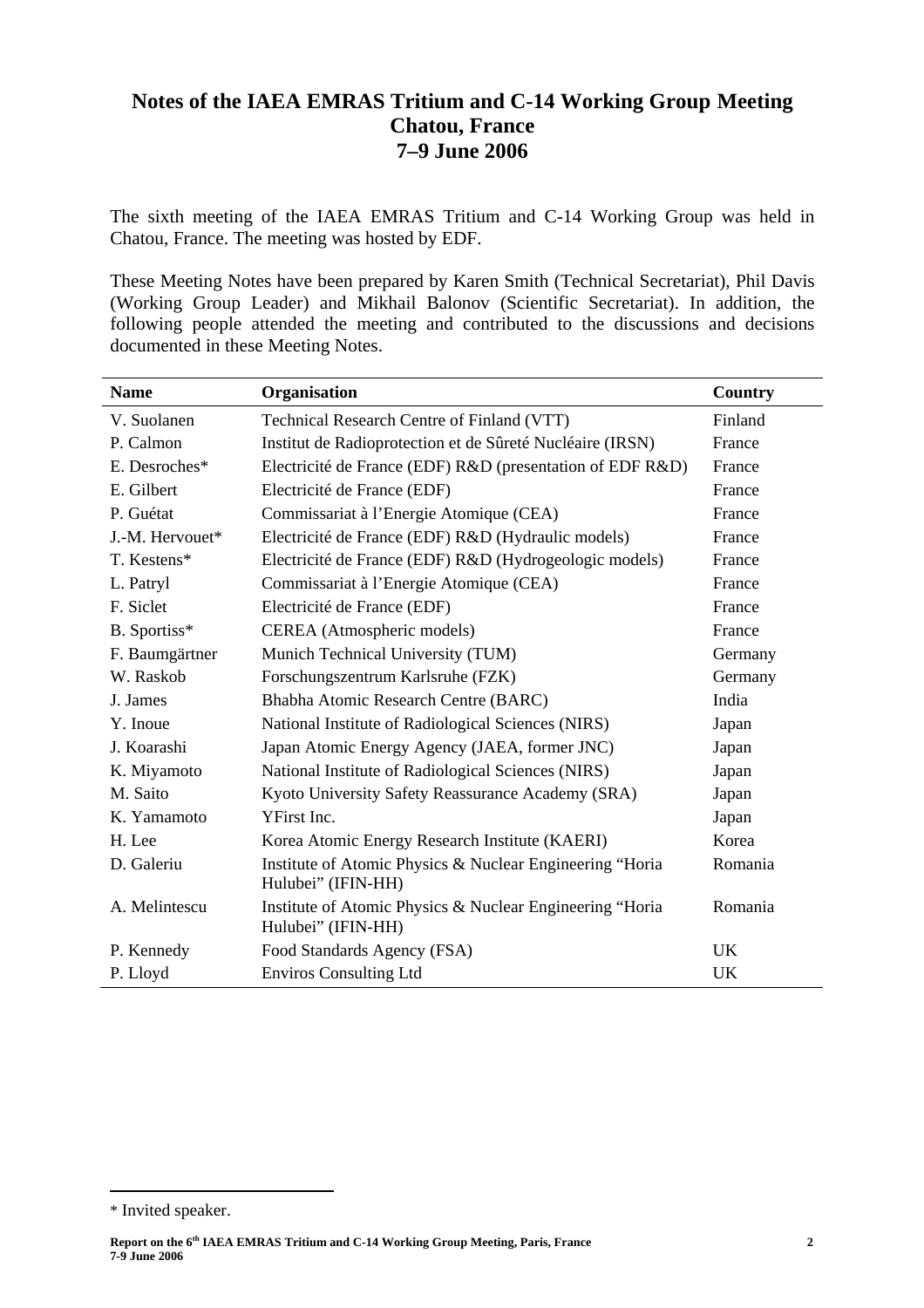# Notes of the IAEA EMRAS Tritium and C-14 Working Group Meeting
# Chatou, France
# 7–9 June 2006

The sixth meeting of the IAEA EMRAS Tritium and C-14 Working Group was held in Chatou, France. The meeting was hosted by EDF.

These Meeting Notes have been prepared by Karen Smith (Technical Secretariat), Phil Davis (Working Group Leader) and Mikhail Balonov (Scientific Secretariat). In addition, the following people attended the meeting and contributed to the discussions and decisions documented in these Meeting Notes.

| Name | Organisation | Country |
|---|---|---|
| V. Suolanen | Technical Research Centre of Finland (VTT) | Finland |
| P. Calmon | Institut de Radioprotection et de Sûreté Nucléaire (IRSN) | France |
| E. Desroches* | Electricité de France (EDF) R&D (presentation of EDF R&D) | France |
| E. Gilbert | Electricité de France (EDF) | France |
| P. Guétat | Commissariat à l'Energie Atomique (CEA) | France |
| J.-M. Hervouet* | Electricité de France (EDF) R&D (Hydraulic models) | France |
| T. Kestens* | Electricité de France (EDF) R&D (Hydrogeologic models) | France |
| L. Patryl | Commissariat à l'Energie Atomique (CEA) | France |
| F. Siclet | Electricité de France (EDF) | France |
| B. Sportiss* | CEREA (Atmospheric models) | France |
| F. Baumgärtner | Munich Technical University (TUM) | Germany |
| W. Raskob | Forschungszentrum Karlsruhe (FZK) | Germany |
| J. James | Bhabha Atomic Research Centre (BARC) | India |
| Y. Inoue | National Institute of Radiological Sciences (NIRS) | Japan |
| J. Koarashi | Japan Atomic Energy Agency (JAEA, former JNC) | Japan |
| K. Miyamoto | National Institute of Radiological Sciences (NIRS) | Japan |
| M. Saito | Kyoto University Safety Reassurance Academy (SRA) | Japan |
| K. Yamamoto | YFirst Inc. | Japan |
| H. Lee | Korea Atomic Energy Research Institute (KAERI) | Korea |
| D. Galeriu | Institute of Atomic Physics & Nuclear Engineering "Horia Hulubei" (IFIN-HH) | Romania |
| A. Melintescu | Institute of Atomic Physics & Nuclear Engineering "Horia Hulubei" (IFIN-HH) | Romania |
| P. Kennedy | Food Standards Agency (FSA) | UK |
| P. Lloyd | Enviros Consulting Ltd | UK |

\* Invited speaker.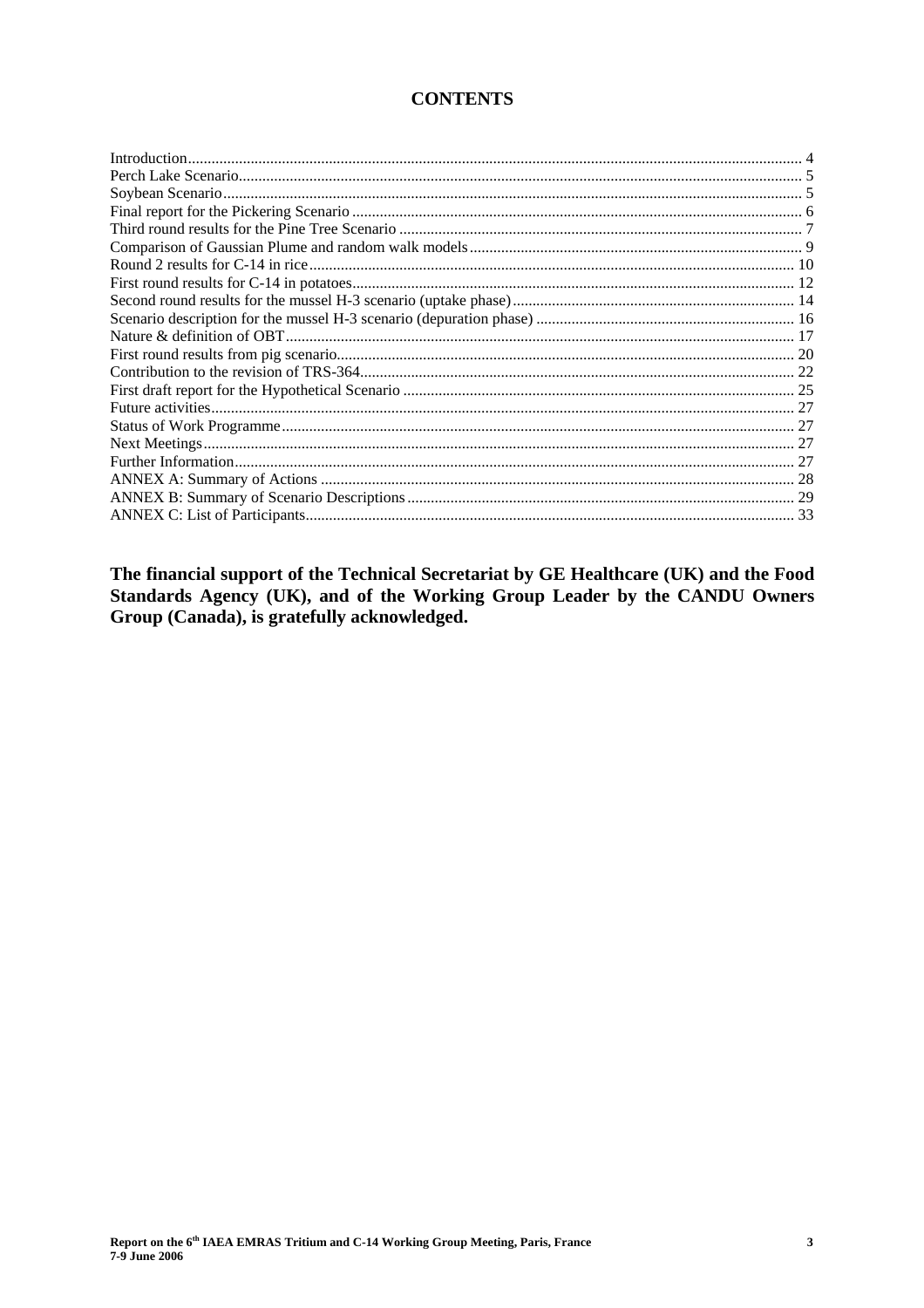# CONTENTS

| | |
|---|---|
| Introduction | 4 |
| Perch Lake Scenario | 5 |
| Soybean Scenario | 5 |
| Final report for the Pickering Scenario | 6 |
| Third round results for the Pine Tree Scenario | 7 |
| Comparison of Gaussian Plume and random walk models | 9 |
| Round 2 results for C-14 in rice | 10 |
| First round results for C-14 in potatoes | 12 |
| Second round results for the mussel H-3 scenario (uptake phase) | 14 |
| Scenario description for the mussel H-3 scenario (depuration phase) | 16 |
| Nature & definition of OBT | 17 |
| First round results from pig scenario | 20 |
| Contribution to the revision of TRS-364 | 22 |
| First draft report for the Hypothetical Scenario | 25 |
| Future activities | 27 |
| Status of Work Programme | 27 |
| Next Meetings | 27 |
| Further Information | 27 |
| ANNEX A: Summary of Actions | 28 |
| ANNEX B: Summary of Scenario Descriptions | 29 |
| ANNEX C: List of Participants | 33 |

**The financial support of the Technical Secretariat by GE Healthcare (UK) and the Food Standards Agency (UK), and of the Working Group Leader by the CANDU Owners Group (Canada), is gratefully acknowledged.**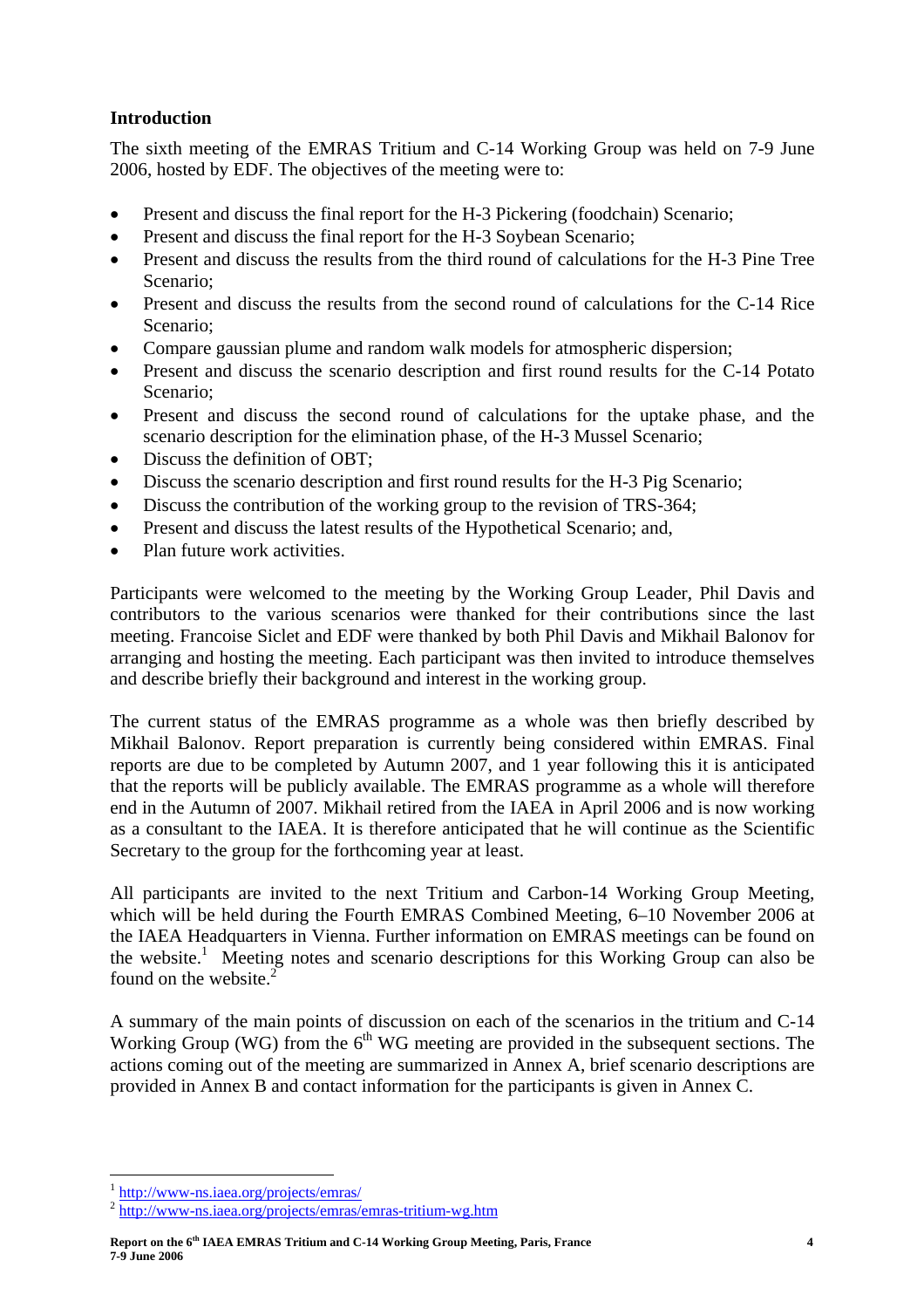## Introduction

The sixth meeting of the EMRAS Tritium and C-14 Working Group was held on 7-9 June 2006, hosted by EDF. The objectives of the meeting were to:

- Present and discuss the final report for the H-3 Pickering (foodchain) Scenario;
- Present and discuss the final report for the H-3 Soybean Scenario;
- Present and discuss the results from the third round of calculations for the H-3 Pine Tree Scenario;
- Present and discuss the results from the second round of calculations for the C-14 Rice Scenario;
- Compare gaussian plume and random walk models for atmospheric dispersion;
- Present and discuss the scenario description and first round results for the C-14 Potato Scenario;
- Present and discuss the second round of calculations for the uptake phase, and the scenario description for the elimination phase, of the H-3 Mussel Scenario;
- Discuss the definition of OBT;
- Discuss the scenario description and first round results for the H-3 Pig Scenario;
- Discuss the contribution of the working group to the revision of TRS-364;
- Present and discuss the latest results of the Hypothetical Scenario; and,
- Plan future work activities.

Participants were welcomed to the meeting by the Working Group Leader, Phil Davis and contributors to the various scenarios were thanked for their contributions since the last meeting. Francoise Siclet and EDF were thanked by both Phil Davis and Mikhail Balonov for arranging and hosting the meeting. Each participant was then invited to introduce themselves and describe briefly their background and interest in the working group.

The current status of the EMRAS programme as a whole was then briefly described by Mikhail Balonov. Report preparation is currently being considered within EMRAS. Final reports are due to be completed by Autumn 2007, and 1 year following this it is anticipated that the reports will be publicly available. The EMRAS programme as a whole will therefore end in the Autumn of 2007. Mikhail retired from the IAEA in April 2006 and is now working as a consultant to the IAEA. It is therefore anticipated that he will continue as the Scientific Secretary to the group for the forthcoming year at least.

All participants are invited to the next Tritium and Carbon-14 Working Group Meeting, which will be held during the Fourth EMRAS Combined Meeting, 6–10 November 2006 at the IAEA Headquarters in Vienna. Further information on EMRAS meetings can be found on the website.[1] Meeting notes and scenario descriptions for this Working Group can also be found on the website.[2]

A summary of the main points of discussion on each of the scenarios in the tritium and C-14 Working Group (WG) from the 6th WG meeting are provided in the subsequent sections. The actions coming out of the meeting are summarized in Annex A, brief scenario descriptions are provided in Annex B and contact information for the participants is given in Annex C.

---

[1] http://www-ns.iaea.org/projects/emras/

[2] http://www-ns.iaea.org/projects/emras/emras-tritium-wg.htm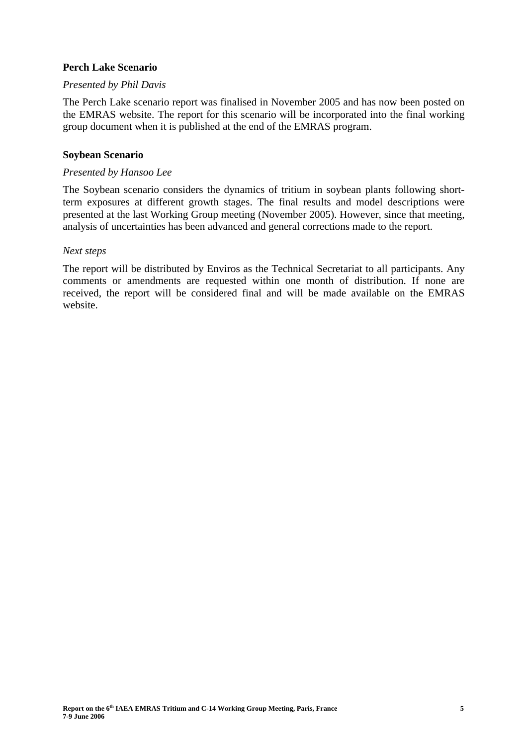### Perch Lake Scenario

*Presented by Phil Davis*

The Perch Lake scenario report was finalised in November 2005 and has now been posted on the EMRAS website. The report for this scenario will be incorporated into the final working group document when it is published at the end of the EMRAS program.

### Soybean Scenario

*Presented by Hansoo Lee*

The Soybean scenario considers the dynamics of tritium in soybean plants following short-term exposures at different growth stages. The final results and model descriptions were presented at the last Working Group meeting (November 2005). However, since that meeting, analysis of uncertainties has been advanced and general corrections made to the report.

*Next steps*

The report will be distributed by Enviros as the Technical Secretariat to all participants. Any comments or amendments are requested within one month of distribution. If none are received, the report will be considered final and will be made available on the EMRAS website.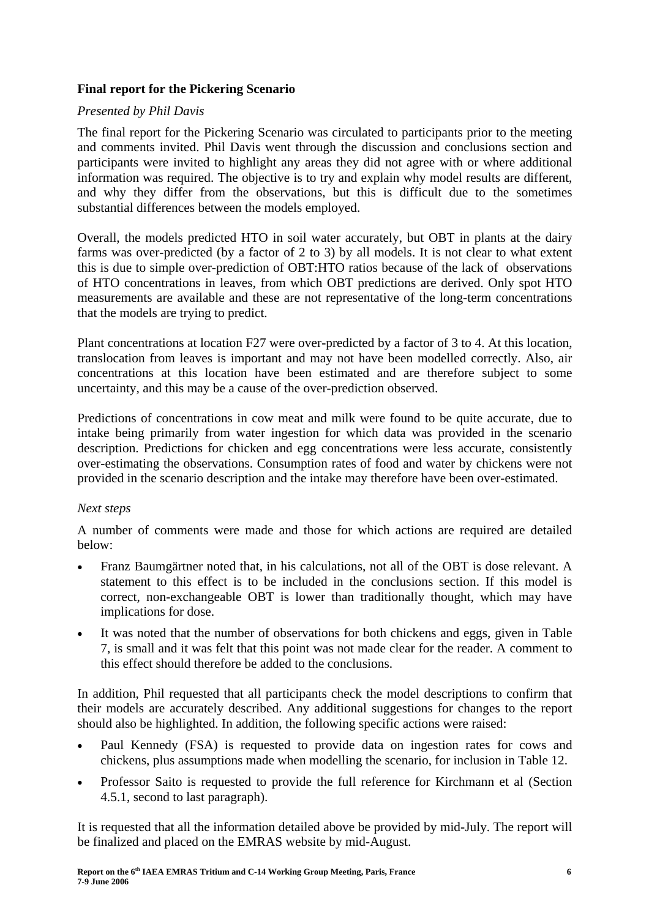**Final report for the Pickering Scenario**

*Presented by Phil Davis*

The final report for the Pickering Scenario was circulated to participants prior to the meeting and comments invited. Phil Davis went through the discussion and conclusions section and participants were invited to highlight any areas they did not agree with or where additional information was required. The objective is to try and explain why model results are different, and why they differ from the observations, but this is difficult due to the sometimes substantial differences between the models employed.

Overall, the models predicted HTO in soil water accurately, but OBT in plants at the dairy farms was over-predicted (by a factor of 2 to 3) by all models. It is not clear to what extent this is due to simple over-prediction of OBT:HTO ratios because of the lack of observations of HTO concentrations in leaves, from which OBT predictions are derived. Only spot HTO measurements are available and these are not representative of the long-term concentrations that the models are trying to predict.

Plant concentrations at location F27 were over-predicted by a factor of 3 to 4. At this location, translocation from leaves is important and may not have been modelled correctly. Also, air concentrations at this location have been estimated and are therefore subject to some uncertainty, and this may be a cause of the over-prediction observed.

Predictions of concentrations in cow meat and milk were found to be quite accurate, due to intake being primarily from water ingestion for which data was provided in the scenario description. Predictions for chicken and egg concentrations were less accurate, consistently over-estimating the observations. Consumption rates of food and water by chickens were not provided in the scenario description and the intake may therefore have been over-estimated.

*Next steps*

A number of comments were made and those for which actions are required are detailed below:

- Franz Baumgärtner noted that, in his calculations, not all of the OBT is dose relevant. A statement to this effect is to be included in the conclusions section. If this model is correct, non-exchangeable OBT is lower than traditionally thought, which may have implications for dose.
- It was noted that the number of observations for both chickens and eggs, given in Table 7, is small and it was felt that this point was not made clear for the reader. A comment to this effect should therefore be added to the conclusions.

In addition, Phil requested that all participants check the model descriptions to confirm that their models are accurately described. Any additional suggestions for changes to the report should also be highlighted. In addition, the following specific actions were raised:

- Paul Kennedy (FSA) is requested to provide data on ingestion rates for cows and chickens, plus assumptions made when modelling the scenario, for inclusion in Table 12.
- Professor Saito is requested to provide the full reference for Kirchmann et al (Section 4.5.1, second to last paragraph).

It is requested that all the information detailed above be provided by mid-July. The report will be finalized and placed on the EMRAS website by mid-August.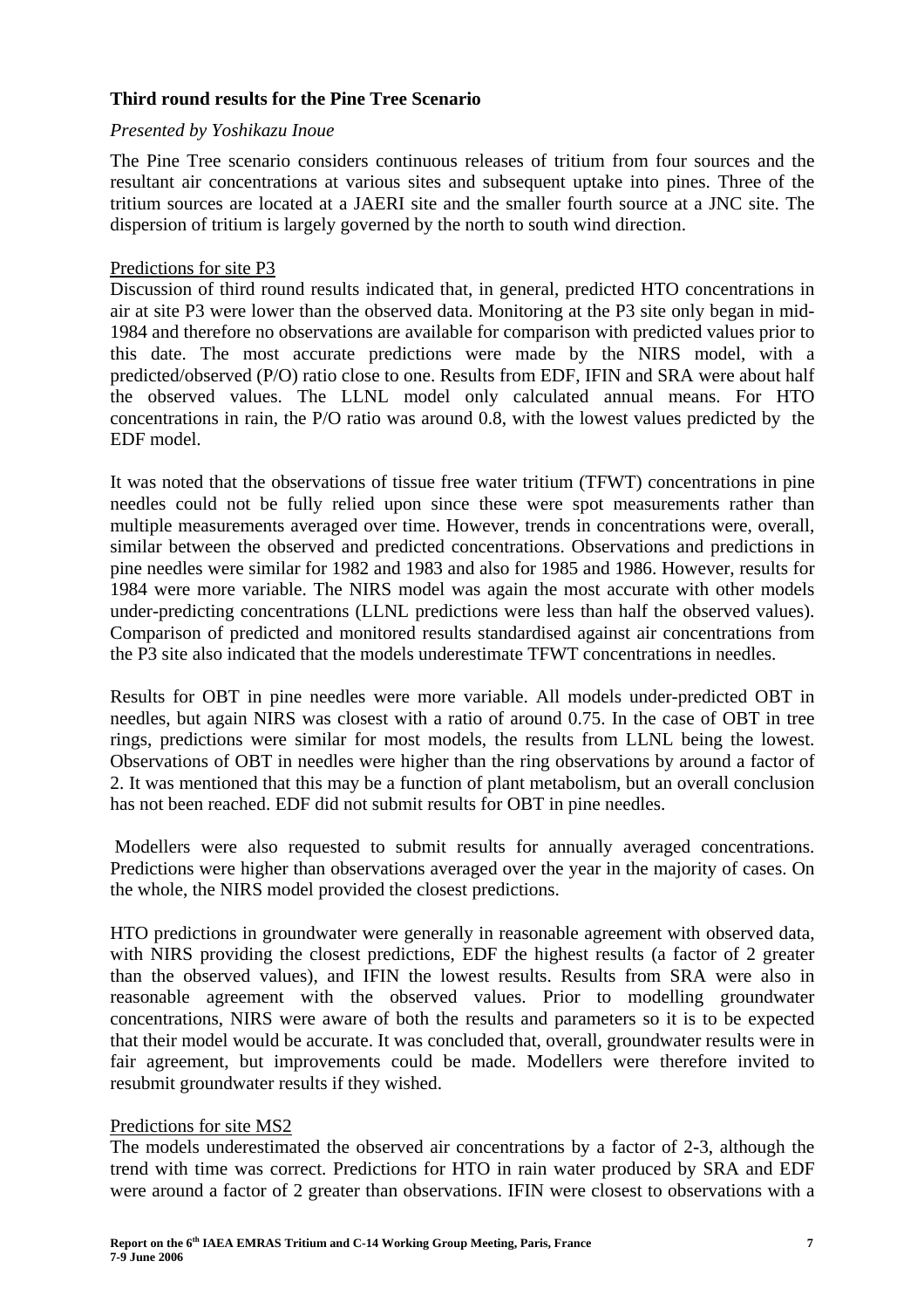**Third round results for the Pine Tree Scenario**

*Presented by Yoshikazu Inoue*

The Pine Tree scenario considers continuous releases of tritium from four sources and the resultant air concentrations at various sites and subsequent uptake into pines. Three of the tritium sources are located at a JAERI site and the smaller fourth source at a JNC site. The dispersion of tritium is largely governed by the north to south wind direction.

Predictions for site P3

Discussion of third round results indicated that, in general, predicted HTO concentrations in air at site P3 were lower than the observed data. Monitoring at the P3 site only began in mid-1984 and therefore no observations are available for comparison with predicted values prior to this date. The most accurate predictions were made by the NIRS model, with a predicted/observed (P/O) ratio close to one. Results from EDF, IFIN and SRA were about half the observed values. The LLNL model only calculated annual means. For HTO concentrations in rain, the P/O ratio was around 0.8, with the lowest values predicted by the EDF model.

It was noted that the observations of tissue free water tritium (TFWT) concentrations in pine needles could not be fully relied upon since these were spot measurements rather than multiple measurements averaged over time. However, trends in concentrations were, overall, similar between the observed and predicted concentrations. Observations and predictions in pine needles were similar for 1982 and 1983 and also for 1985 and 1986. However, results for 1984 were more variable. The NIRS model was again the most accurate with other models under-predicting concentrations (LLNL predictions were less than half the observed values). Comparison of predicted and monitored results standardised against air concentrations from the P3 site also indicated that the models underestimate TFWT concentrations in needles.

Results for OBT in pine needles were more variable. All models under-predicted OBT in needles, but again NIRS was closest with a ratio of around 0.75. In the case of OBT in tree rings, predictions were similar for most models, the results from LLNL being the lowest. Observations of OBT in needles were higher than the ring observations by around a factor of 2. It was mentioned that this may be a function of plant metabolism, but an overall conclusion has not been reached. EDF did not submit results for OBT in pine needles.

Modellers were also requested to submit results for annually averaged concentrations. Predictions were higher than observations averaged over the year in the majority of cases. On the whole, the NIRS model provided the closest predictions.

HTO predictions in groundwater were generally in reasonable agreement with observed data, with NIRS providing the closest predictions, EDF the highest results (a factor of 2 greater than the observed values), and IFIN the lowest results. Results from SRA were also in reasonable agreement with the observed values. Prior to modelling groundwater concentrations, NIRS were aware of both the results and parameters so it is to be expected that their model would be accurate. It was concluded that, overall, groundwater results were in fair agreement, but improvements could be made. Modellers were therefore invited to resubmit groundwater results if they wished.

Predictions for site MS2

The models underestimated the observed air concentrations by a factor of 2-3, although the trend with time was correct. Predictions for HTO in rain water produced by SRA and EDF were around a factor of 2 greater than observations. IFIN were closest to observations with a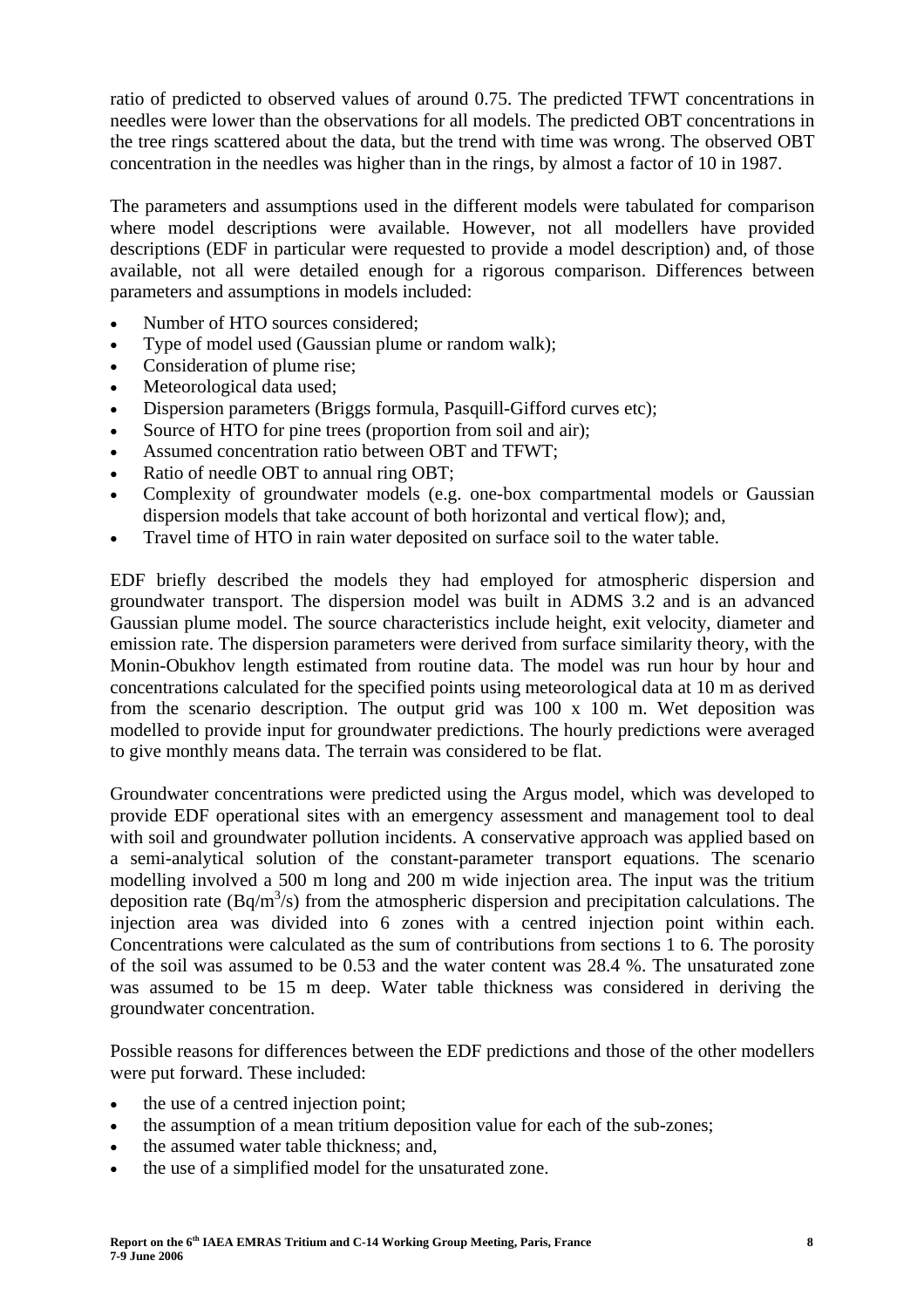ratio of predicted to observed values of around 0.75. The predicted TFWT concentrations in needles were lower than the observations for all models. The predicted OBT concentrations in the tree rings scattered about the data, but the trend with time was wrong. The observed OBT concentration in the needles was higher than in the rings, by almost a factor of 10 in 1987.

The parameters and assumptions used in the different models were tabulated for comparison where model descriptions were available. However, not all modellers have provided descriptions (EDF in particular were requested to provide a model description) and, of those available, not all were detailed enough for a rigorous comparison. Differences between parameters and assumptions in models included:

- Number of HTO sources considered;
- Type of model used (Gaussian plume or random walk);
- Consideration of plume rise;
- Meteorological data used;
- Dispersion parameters (Briggs formula, Pasquill-Gifford curves etc);
- Source of HTO for pine trees (proportion from soil and air);
- Assumed concentration ratio between OBT and TFWT;
- Ratio of needle OBT to annual ring OBT;
- Complexity of groundwater models (e.g. one-box compartmental models or Gaussian dispersion models that take account of both horizontal and vertical flow); and,
- Travel time of HTO in rain water deposited on surface soil to the water table.

EDF briefly described the models they had employed for atmospheric dispersion and groundwater transport. The dispersion model was built in ADMS 3.2 and is an advanced Gaussian plume model. The source characteristics include height, exit velocity, diameter and emission rate. The dispersion parameters were derived from surface similarity theory, with the Monin-Obukhov length estimated from routine data. The model was run hour by hour and concentrations calculated for the specified points using meteorological data at 10 m as derived from the scenario description. The output grid was 100 x 100 m. Wet deposition was modelled to provide input for groundwater predictions. The hourly predictions were averaged to give monthly means data. The terrain was considered to be flat.

Groundwater concentrations were predicted using the Argus model, which was developed to provide EDF operational sites with an emergency assessment and management tool to deal with soil and groundwater pollution incidents. A conservative approach was applied based on a semi-analytical solution of the constant-parameter transport equations. The scenario modelling involved a 500 m long and 200 m wide injection area. The input was the tritium deposition rate ($Bq/m^3/s$) from the atmospheric dispersion and precipitation calculations. The injection area was divided into 6 zones with a centred injection point within each. Concentrations were calculated as the sum of contributions from sections 1 to 6. The porosity of the soil was assumed to be 0.53 and the water content was 28.4 %. The unsaturated zone was assumed to be 15 m deep. Water table thickness was considered in deriving the groundwater concentration.

Possible reasons for differences between the EDF predictions and those of the other modellers were put forward. These included:

- the use of a centred injection point;
- the assumption of a mean tritium deposition value for each of the sub-zones;
- the assumed water table thickness; and,
- the use of a simplified model for the unsaturated zone.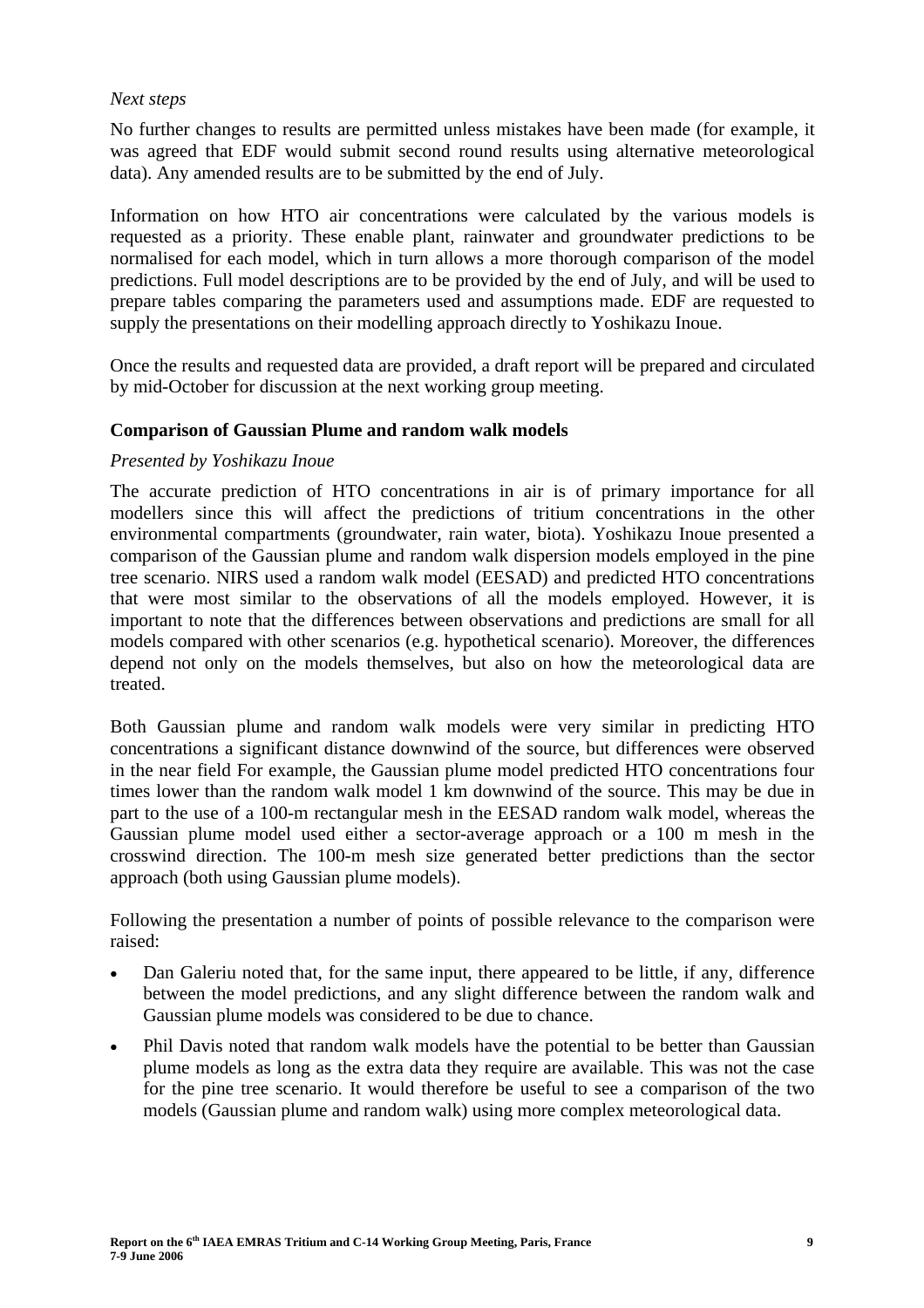*Next steps*

No further changes to results are permitted unless mistakes have been made (for example, it was agreed that EDF would submit second round results using alternative meteorological data). Any amended results are to be submitted by the end of July.

Information on how HTO air concentrations were calculated by the various models is requested as a priority. These enable plant, rainwater and groundwater predictions to be normalised for each model, which in turn allows a more thorough comparison of the model predictions. Full model descriptions are to be provided by the end of July, and will be used to prepare tables comparing the parameters used and assumptions made. EDF are requested to supply the presentations on their modelling approach directly to Yoshikazu Inoue.

Once the results and requested data are provided, a draft report will be prepared and circulated by mid-October for discussion at the next working group meeting.

**Comparison of Gaussian Plume and random walk models**

*Presented by Yoshikazu Inoue*

The accurate prediction of HTO concentrations in air is of primary importance for all modellers since this will affect the predictions of tritium concentrations in the other environmental compartments (groundwater, rain water, biota). Yoshikazu Inoue presented a comparison of the Gaussian plume and random walk dispersion models employed in the pine tree scenario. NIRS used a random walk model (EESAD) and predicted HTO concentrations that were most similar to the observations of all the models employed. However, it is important to note that the differences between observations and predictions are small for all models compared with other scenarios (e.g. hypothetical scenario). Moreover, the differences depend not only on the models themselves, but also on how the meteorological data are treated.

Both Gaussian plume and random walk models were very similar in predicting HTO concentrations a significant distance downwind of the source, but differences were observed in the near field For example, the Gaussian plume model predicted HTO concentrations four times lower than the random walk model 1 km downwind of the source. This may be due in part to the use of a 100-m rectangular mesh in the EESAD random walk model, whereas the Gaussian plume model used either a sector-average approach or a 100 m mesh in the crosswind direction. The 100-m mesh size generated better predictions than the sector approach (both using Gaussian plume models).

Following the presentation a number of points of possible relevance to the comparison were raised:

- Dan Galeriu noted that, for the same input, there appeared to be little, if any, difference between the model predictions, and any slight difference between the random walk and Gaussian plume models was considered to be due to chance.
- Phil Davis noted that random walk models have the potential to be better than Gaussian plume models as long as the extra data they require are available. This was not the case for the pine tree scenario. It would therefore be useful to see a comparison of the two models (Gaussian plume and random walk) using more complex meteorological data.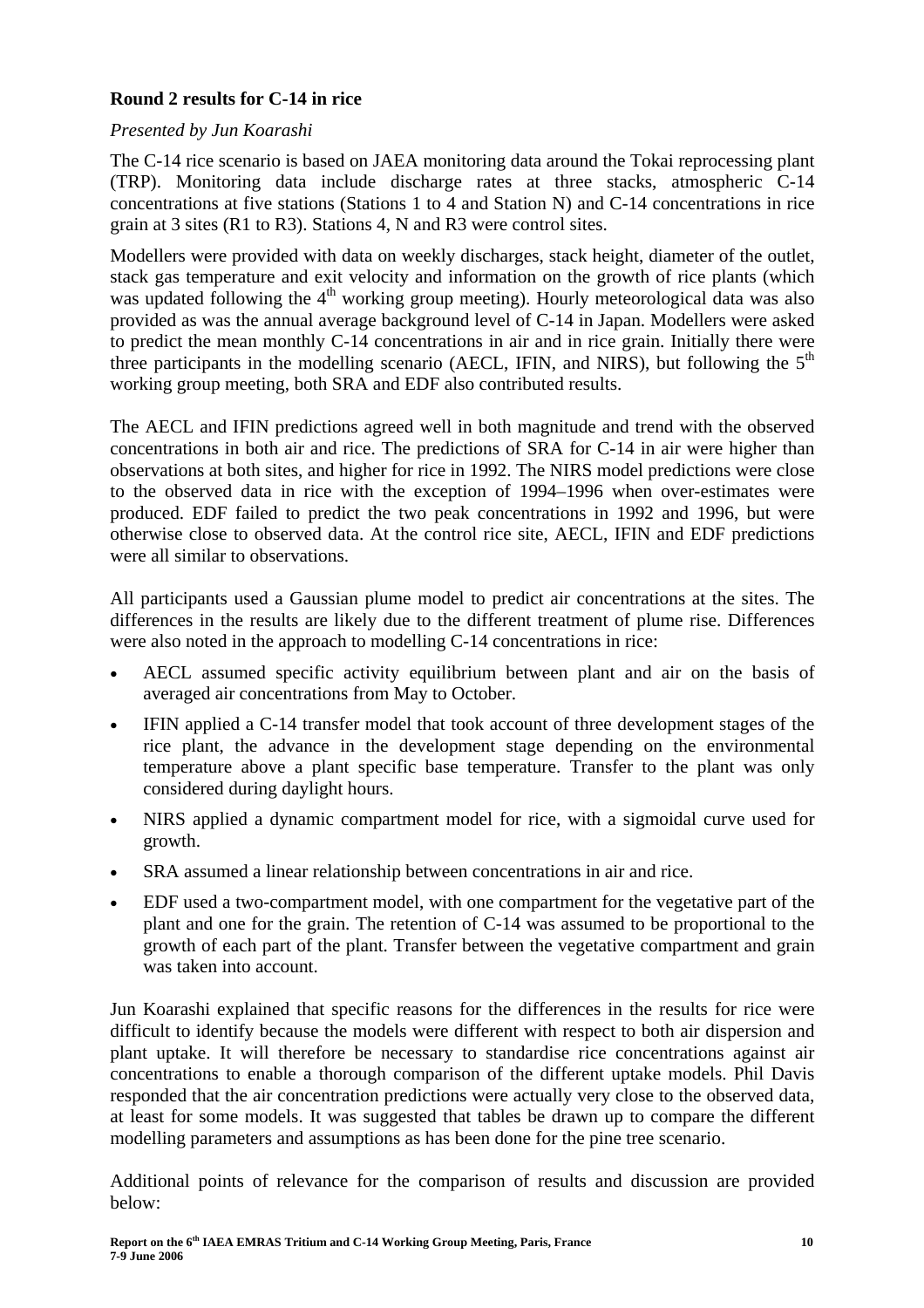**Round 2 results for C-14 in rice**

*Presented by Jun Koarashi*

The C-14 rice scenario is based on JAEA monitoring data around the Tokai reprocessing plant (TRP). Monitoring data include discharge rates at three stacks, atmospheric C-14 concentrations at five stations (Stations 1 to 4 and Station N) and C-14 concentrations in rice grain at 3 sites (R1 to R3). Stations 4, N and R3 were control sites.

Modellers were provided with data on weekly discharges, stack height, diameter of the outlet, stack gas temperature and exit velocity and information on the growth of rice plants (which was updated following the 4th working group meeting). Hourly meteorological data was also provided as was the annual average background level of C-14 in Japan. Modellers were asked to predict the mean monthly C-14 concentrations in air and in rice grain. Initially there were three participants in the modelling scenario (AECL, IFIN, and NIRS), but following the 5th working group meeting, both SRA and EDF also contributed results.

The AECL and IFIN predictions agreed well in both magnitude and trend with the observed concentrations in both air and rice. The predictions of SRA for C-14 in air were higher than observations at both sites, and higher for rice in 1992. The NIRS model predictions were close to the observed data in rice with the exception of 1994–1996 when over-estimates were produced. EDF failed to predict the two peak concentrations in 1992 and 1996, but were otherwise close to observed data. At the control rice site, AECL, IFIN and EDF predictions were all similar to observations.

All participants used a Gaussian plume model to predict air concentrations at the sites. The differences in the results are likely due to the different treatment of plume rise. Differences were also noted in the approach to modelling C-14 concentrations in rice:

- AECL assumed specific activity equilibrium between plant and air on the basis of averaged air concentrations from May to October.
- IFIN applied a C-14 transfer model that took account of three development stages of the rice plant, the advance in the development stage depending on the environmental temperature above a plant specific base temperature. Transfer to the plant was only considered during daylight hours.
- NIRS applied a dynamic compartment model for rice, with a sigmoidal curve used for growth.
- SRA assumed a linear relationship between concentrations in air and rice.
- EDF used a two-compartment model, with one compartment for the vegetative part of the plant and one for the grain. The retention of C-14 was assumed to be proportional to the growth of each part of the plant. Transfer between the vegetative compartment and grain was taken into account.

Jun Koarashi explained that specific reasons for the differences in the results for rice were difficult to identify because the models were different with respect to both air dispersion and plant uptake. It will therefore be necessary to standardise rice concentrations against air concentrations to enable a thorough comparison of the different uptake models. Phil Davis responded that the air concentration predictions were actually very close to the observed data, at least for some models. It was suggested that tables be drawn up to compare the different modelling parameters and assumptions as has been done for the pine tree scenario.

Additional points of relevance for the comparison of results and discussion are provided below: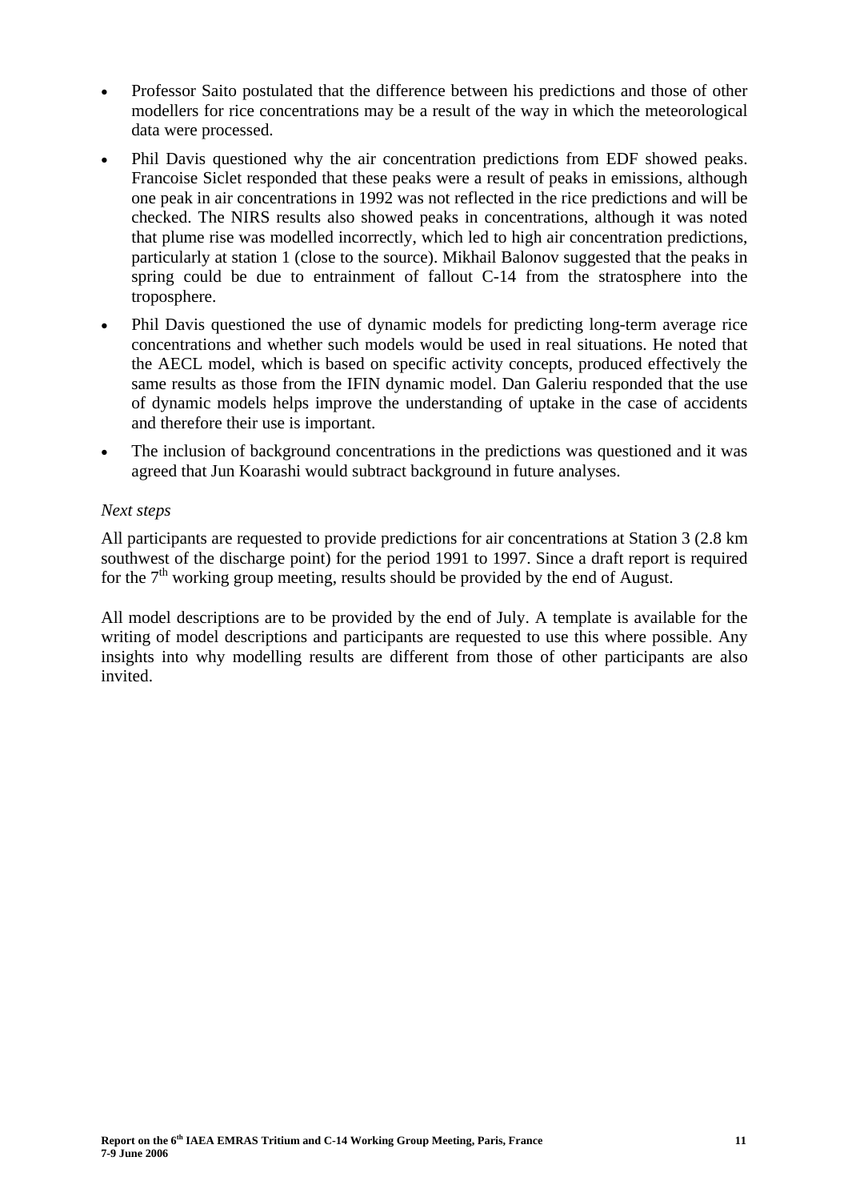- Professor Saito postulated that the difference between his predictions and those of other modellers for rice concentrations may be a result of the way in which the meteorological data were processed.
- Phil Davis questioned why the air concentration predictions from EDF showed peaks. Francoise Siclet responded that these peaks were a result of peaks in emissions, although one peak in air concentrations in 1992 was not reflected in the rice predictions and will be checked. The NIRS results also showed peaks in concentrations, although it was noted that plume rise was modelled incorrectly, which led to high air concentration predictions, particularly at station 1 (close to the source). Mikhail Balonov suggested that the peaks in spring could be due to entrainment of fallout C-14 from the stratosphere into the troposphere.
- Phil Davis questioned the use of dynamic models for predicting long-term average rice concentrations and whether such models would be used in real situations. He noted that the AECL model, which is based on specific activity concepts, produced effectively the same results as those from the IFIN dynamic model. Dan Galeriu responded that the use of dynamic models helps improve the understanding of uptake in the case of accidents and therefore their use is important.
- The inclusion of background concentrations in the predictions was questioned and it was agreed that Jun Koarashi would subtract background in future analyses.

*Next steps*

All participants are requested to provide predictions for air concentrations at Station 3 (2.8 km southwest of the discharge point) for the period 1991 to 1997. Since a draft report is required for the 7th working group meeting, results should be provided by the end of August.

All model descriptions are to be provided by the end of July. A template is available for the writing of model descriptions and participants are requested to use this where possible. Any insights into why modelling results are different from those of other participants are also invited.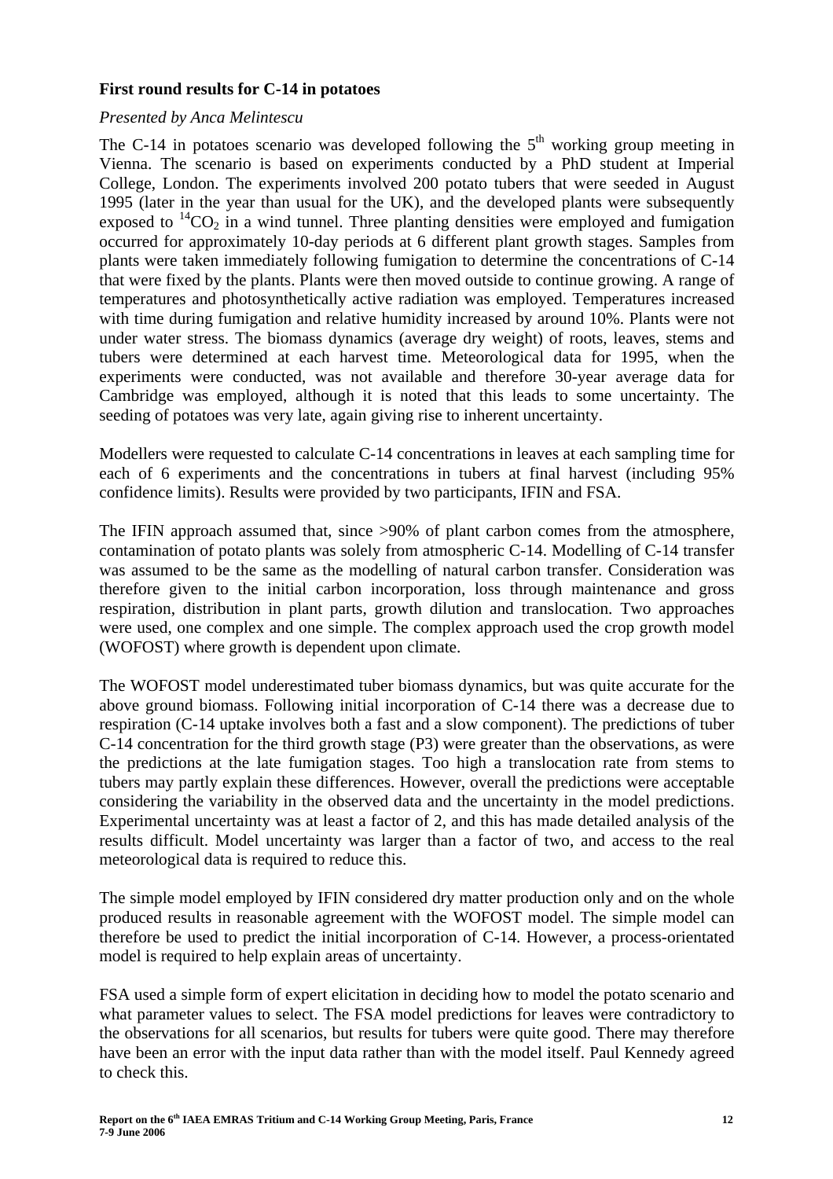**First round results for C-14 in potatoes**

*Presented by Anca Melintescu*

The C-14 in potatoes scenario was developed following the 5th working group meeting in Vienna. The scenario is based on experiments conducted by a PhD student at Imperial College, London. The experiments involved 200 potato tubers that were seeded in August 1995 (later in the year than usual for the UK), and the developed plants were subsequently exposed to $^{14}CO_2$ in a wind tunnel. Three planting densities were employed and fumigation occurred for approximately 10-day periods at 6 different plant growth stages. Samples from plants were taken immediately following fumigation to determine the concentrations of C-14 that were fixed by the plants. Plants were then moved outside to continue growing. A range of temperatures and photosynthetically active radiation was employed. Temperatures increased with time during fumigation and relative humidity increased by around 10%. Plants were not under water stress. The biomass dynamics (average dry weight) of roots, leaves, stems and tubers were determined at each harvest time. Meteorological data for 1995, when the experiments were conducted, was not available and therefore 30-year average data for Cambridge was employed, although it is noted that this leads to some uncertainty. The seeding of potatoes was very late, again giving rise to inherent uncertainty.

Modellers were requested to calculate C-14 concentrations in leaves at each sampling time for each of 6 experiments and the concentrations in tubers at final harvest (including 95% confidence limits). Results were provided by two participants, IFIN and FSA.

The IFIN approach assumed that, since >90% of plant carbon comes from the atmosphere, contamination of potato plants was solely from atmospheric C-14. Modelling of C-14 transfer was assumed to be the same as the modelling of natural carbon transfer. Consideration was therefore given to the initial carbon incorporation, loss through maintenance and gross respiration, distribution in plant parts, growth dilution and translocation. Two approaches were used, one complex and one simple. The complex approach used the crop growth model (WOFOST) where growth is dependent upon climate.

The WOFOST model underestimated tuber biomass dynamics, but was quite accurate for the above ground biomass. Following initial incorporation of C-14 there was a decrease due to respiration (C-14 uptake involves both a fast and a slow component). The predictions of tuber C-14 concentration for the third growth stage (P3) were greater than the observations, as were the predictions at the late fumigation stages. Too high a translocation rate from stems to tubers may partly explain these differences. However, overall the predictions were acceptable considering the variability in the observed data and the uncertainty in the model predictions. Experimental uncertainty was at least a factor of 2, and this has made detailed analysis of the results difficult. Model uncertainty was larger than a factor of two, and access to the real meteorological data is required to reduce this.

The simple model employed by IFIN considered dry matter production only and on the whole produced results in reasonable agreement with the WOFOST model. The simple model can therefore be used to predict the initial incorporation of C-14. However, a process-orientated model is required to help explain areas of uncertainty.

FSA used a simple form of expert elicitation in deciding how to model the potato scenario and what parameter values to select. The FSA model predictions for leaves were contradictory to the observations for all scenarios, but results for tubers were quite good. There may therefore have been an error with the input data rather than with the model itself. Paul Kennedy agreed to check this.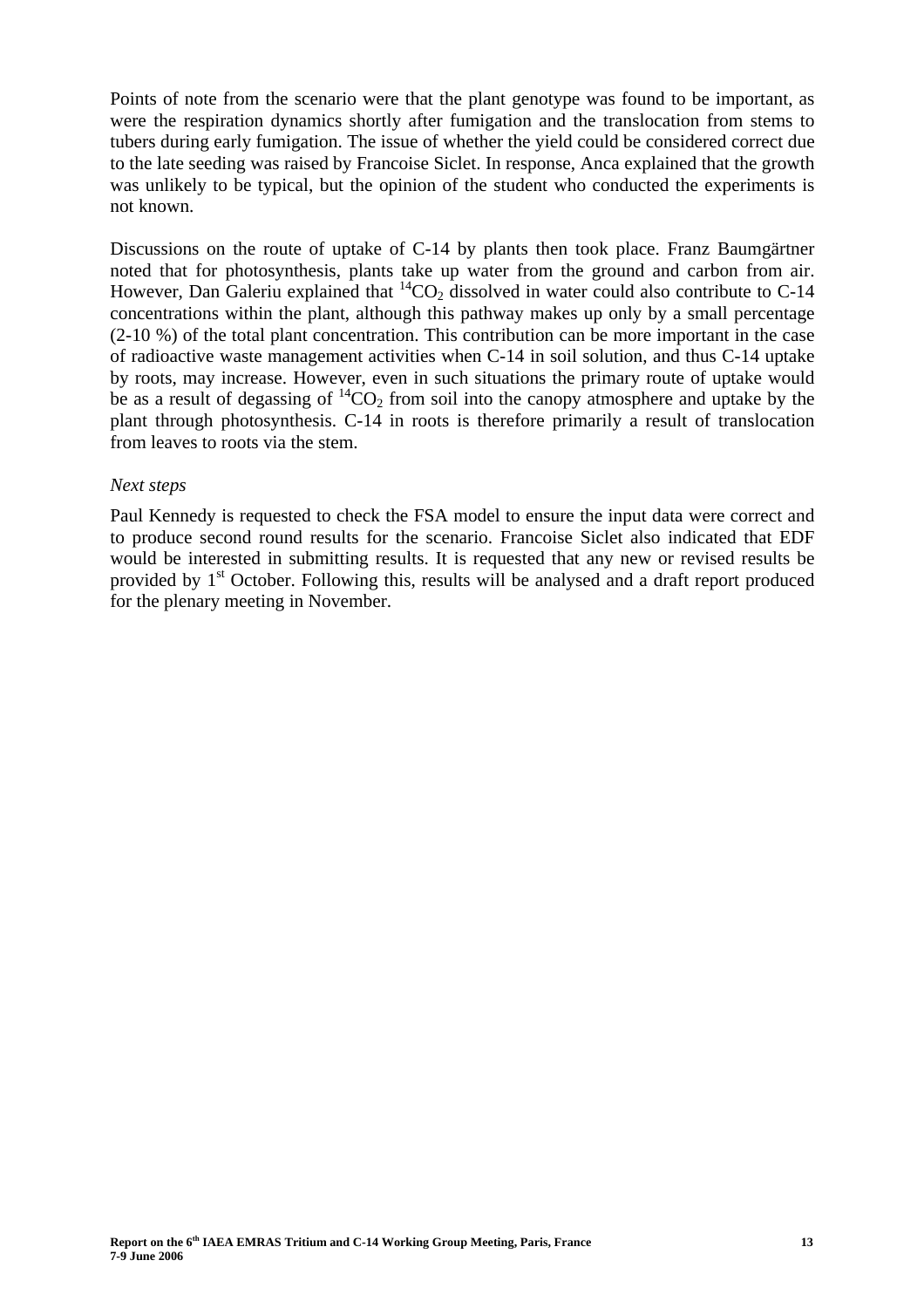Points of note from the scenario were that the plant genotype was found to be important, as were the respiration dynamics shortly after fumigation and the translocation from stems to tubers during early fumigation. The issue of whether the yield could be considered correct due to the late seeding was raised by Francoise Siclet. In response, Anca explained that the growth was unlikely to be typical, but the opinion of the student who conducted the experiments is not known.

Discussions on the route of uptake of C-14 by plants then took place. Franz Baumgärtner noted that for photosynthesis, plants take up water from the ground and carbon from air. However, Dan Galeriu explained that $^{14}CO_2$ dissolved in water could also contribute to C-14 concentrations within the plant, although this pathway makes up only by a small percentage (2-10 %) of the total plant concentration. This contribution can be more important in the case of radioactive waste management activities when C-14 in soil solution, and thus C-14 uptake by roots, may increase. However, even in such situations the primary route of uptake would be as a result of degassing of $^{14}CO_2$ from soil into the canopy atmosphere and uptake by the plant through photosynthesis. C-14 in roots is therefore primarily a result of translocation from leaves to roots via the stem.

*Next steps*

Paul Kennedy is requested to check the FSA model to ensure the input data were correct and to produce second round results for the scenario. Francoise Siclet also indicated that EDF would be interested in submitting results. It is requested that any new or revised results be provided by 1st October. Following this, results will be analysed and a draft report produced for the plenary meeting in November.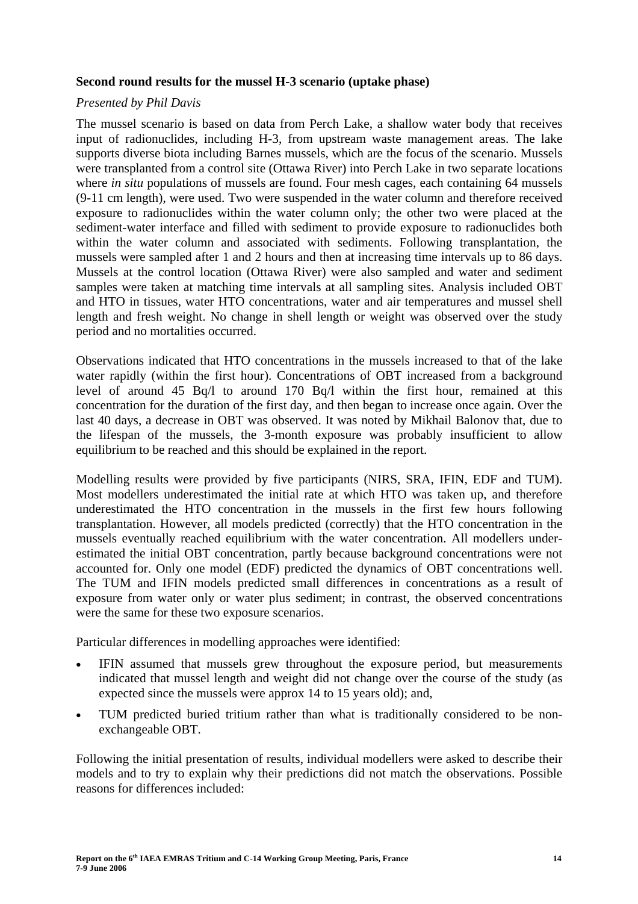**Second round results for the mussel H-3 scenario (uptake phase)**

*Presented by Phil Davis*

The mussel scenario is based on data from Perch Lake, a shallow water body that receives input of radionuclides, including H-3, from upstream waste management areas. The lake supports diverse biota including Barnes mussels, which are the focus of the scenario. Mussels were transplanted from a control site (Ottawa River) into Perch Lake in two separate locations where *in situ* populations of mussels are found. Four mesh cages, each containing 64 mussels (9-11 cm length), were used. Two were suspended in the water column and therefore received exposure to radionuclides within the water column only; the other two were placed at the sediment-water interface and filled with sediment to provide exposure to radionuclides both within the water column and associated with sediments. Following transplantation, the mussels were sampled after 1 and 2 hours and then at increasing time intervals up to 86 days. Mussels at the control location (Ottawa River) were also sampled and water and sediment samples were taken at matching time intervals at all sampling sites. Analysis included OBT and HTO in tissues, water HTO concentrations, water and air temperatures and mussel shell length and fresh weight. No change in shell length or weight was observed over the study period and no mortalities occurred.

Observations indicated that HTO concentrations in the mussels increased to that of the lake water rapidly (within the first hour). Concentrations of OBT increased from a background level of around 45 Bq/l to around 170 Bq/l within the first hour, remained at this concentration for the duration of the first day, and then began to increase once again. Over the last 40 days, a decrease in OBT was observed. It was noted by Mikhail Balonov that, due to the lifespan of the mussels, the 3-month exposure was probably insufficient to allow equilibrium to be reached and this should be explained in the report.

Modelling results were provided by five participants (NIRS, SRA, IFIN, EDF and TUM). Most modellers underestimated the initial rate at which HTO was taken up, and therefore underestimated the HTO concentration in the mussels in the first few hours following transplantation. However, all models predicted (correctly) that the HTO concentration in the mussels eventually reached equilibrium with the water concentration. All modellers under-estimated the initial OBT concentration, partly because background concentrations were not accounted for. Only one model (EDF) predicted the dynamics of OBT concentrations well. The TUM and IFIN models predicted small differences in concentrations as a result of exposure from water only or water plus sediment; in contrast, the observed concentrations were the same for these two exposure scenarios.

Particular differences in modelling approaches were identified:

- IFIN assumed that mussels grew throughout the exposure period, but measurements indicated that mussel length and weight did not change over the course of the study (as expected since the mussels were approx 14 to 15 years old); and,
- TUM predicted buried tritium rather than what is traditionally considered to be non-exchangeable OBT.

Following the initial presentation of results, individual modellers were asked to describe their models and to try to explain why their predictions did not match the observations. Possible reasons for differences included: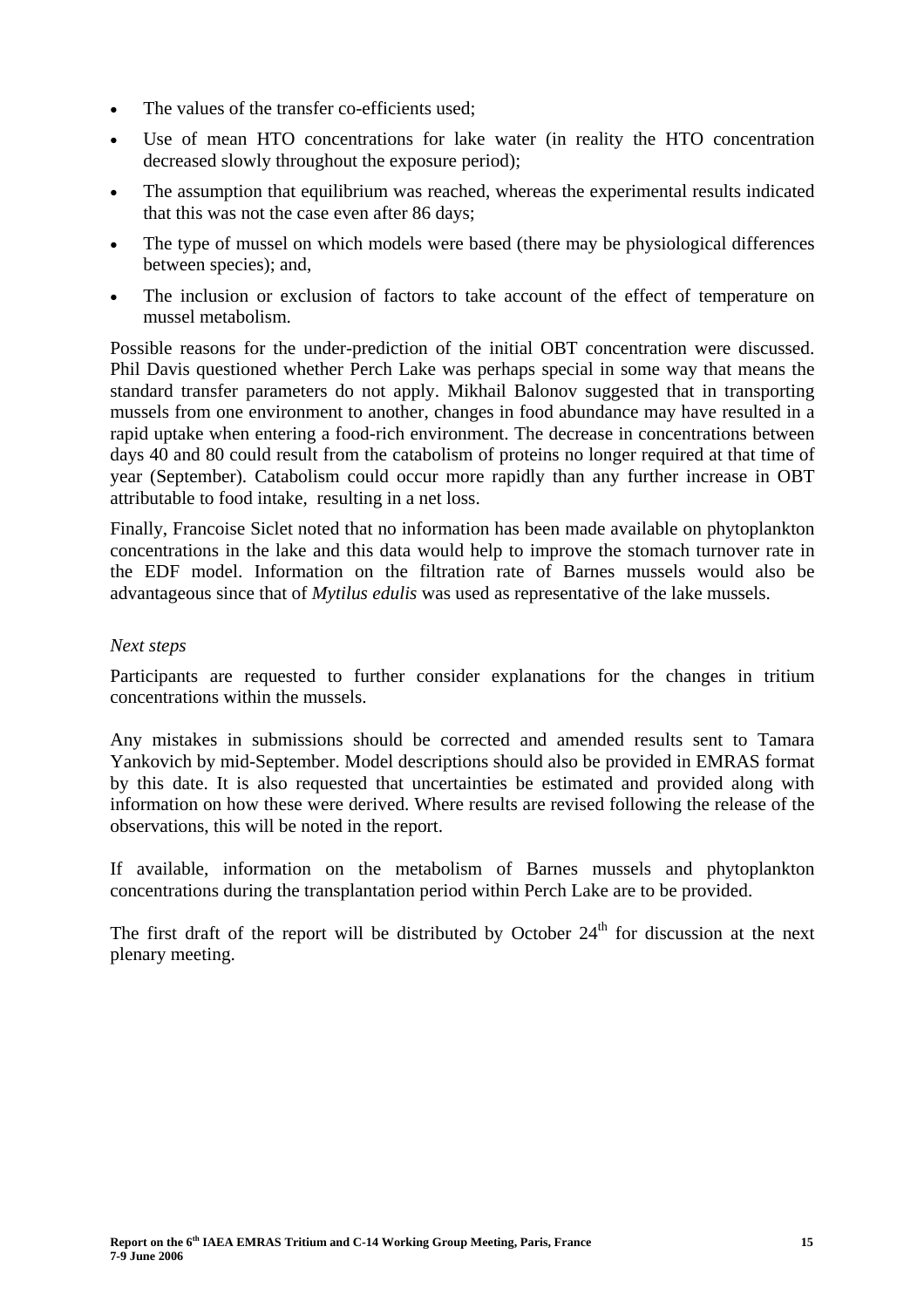- The values of the transfer co-efficients used;
- Use of mean HTO concentrations for lake water (in reality the HTO concentration decreased slowly throughout the exposure period);
- The assumption that equilibrium was reached, whereas the experimental results indicated that this was not the case even after 86 days;
- The type of mussel on which models were based (there may be physiological differences between species); and,
- The inclusion or exclusion of factors to take account of the effect of temperature on mussel metabolism.

Possible reasons for the under-prediction of the initial OBT concentration were discussed. Phil Davis questioned whether Perch Lake was perhaps special in some way that means the standard transfer parameters do not apply. Mikhail Balonov suggested that in transporting mussels from one environment to another, changes in food abundance may have resulted in a rapid uptake when entering a food-rich environment. The decrease in concentrations between days 40 and 80 could result from the catabolism of proteins no longer required at that time of year (September). Catabolism could occur more rapidly than any further increase in OBT attributable to food intake, resulting in a net loss.

Finally, Francoise Siclet noted that no information has been made available on phytoplankton concentrations in the lake and this data would help to improve the stomach turnover rate in the EDF model. Information on the filtration rate of Barnes mussels would also be advantageous since that of *Mytilus edulis* was used as representative of the lake mussels.

*Next steps*

Participants are requested to further consider explanations for the changes in tritium concentrations within the mussels.

Any mistakes in submissions should be corrected and amended results sent to Tamara Yankovich by mid-September. Model descriptions should also be provided in EMRAS format by this date. It is also requested that uncertainties be estimated and provided along with information on how these were derived. Where results are revised following the release of the observations, this will be noted in the report.

If available, information on the metabolism of Barnes mussels and phytoplankton concentrations during the transplantation period within Perch Lake are to be provided.

The first draft of the report will be distributed by October 24th for discussion at the next plenary meeting.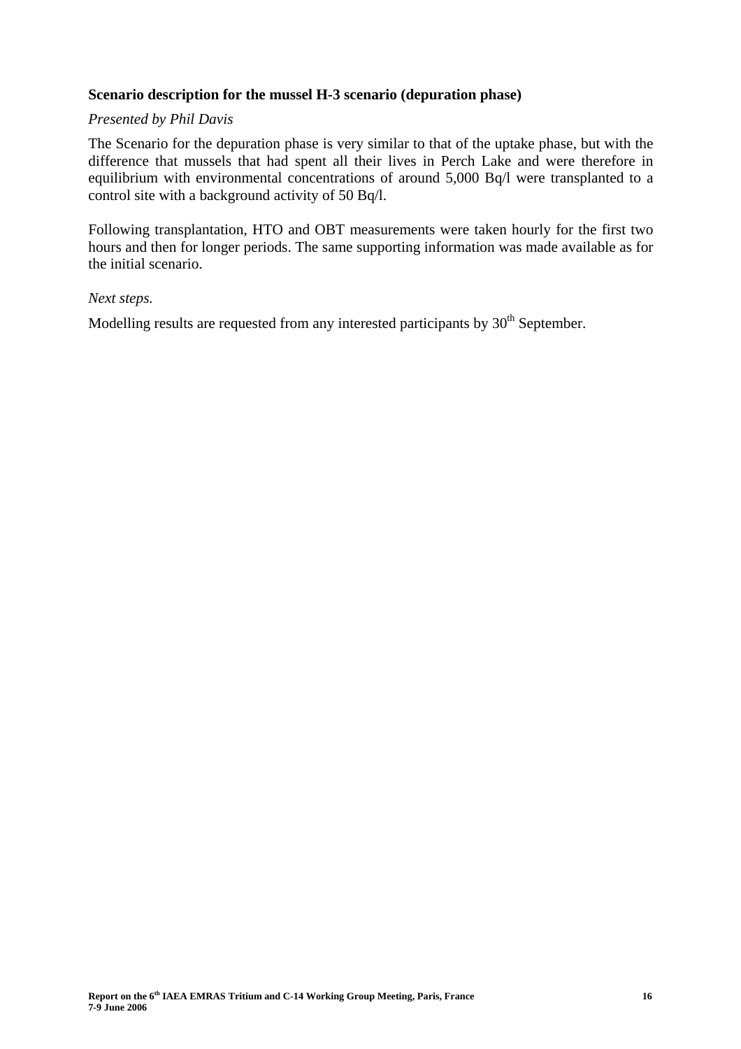**Scenario description for the mussel H-3 scenario (depuration phase)**

*Presented by Phil Davis*

The Scenario for the depuration phase is very similar to that of the uptake phase, but with the difference that mussels that had spent all their lives in Perch Lake and were therefore in equilibrium with environmental concentrations of around 5,000 Bq/l were transplanted to a control site with a background activity of 50 Bq/l.

Following transplantation, HTO and OBT measurements were taken hourly for the first two hours and then for longer periods. The same supporting information was made available as for the initial scenario.

*Next steps.*

Modelling results are requested from any interested participants by 30th September.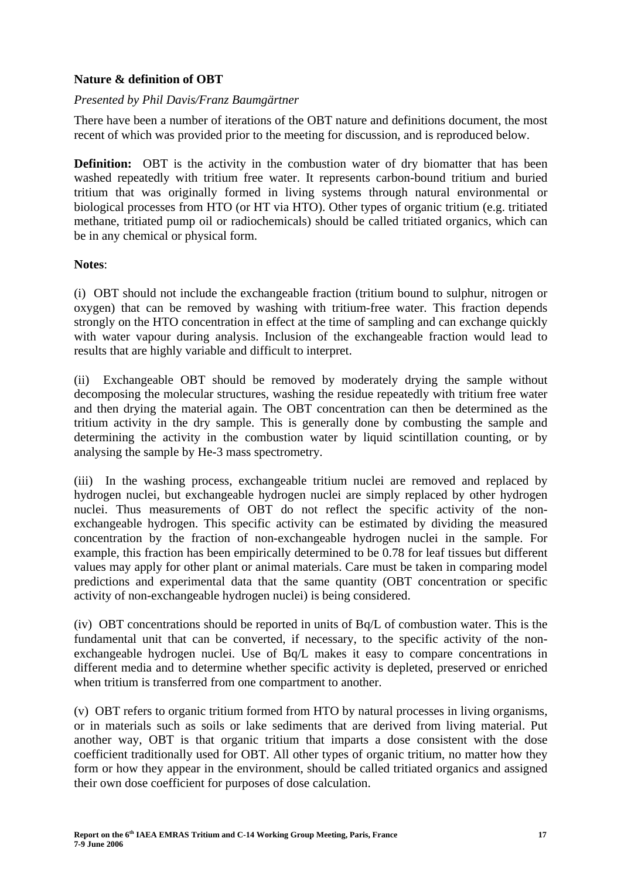**Nature & definition of OBT**

*Presented by Phil Davis/Franz Baumgärtner*

There have been a number of iterations of the OBT nature and definitions document, the most recent of which was provided prior to the meeting for discussion, and is reproduced below.

**Definition:** OBT is the activity in the combustion water of dry biomatter that has been washed repeatedly with tritium free water. It represents carbon-bound tritium and buried tritium that was originally formed in living systems through natural environmental or biological processes from HTO (or HT via HTO). Other types of organic tritium (e.g. tritiated methane, tritiated pump oil or radiochemicals) should be called tritiated organics, which can be in any chemical or physical form.

**Notes**:

(i) OBT should not include the exchangeable fraction (tritium bound to sulphur, nitrogen or oxygen) that can be removed by washing with tritium-free water. This fraction depends strongly on the HTO concentration in effect at the time of sampling and can exchange quickly with water vapour during analysis. Inclusion of the exchangeable fraction would lead to results that are highly variable and difficult to interpret.

(ii) Exchangeable OBT should be removed by moderately drying the sample without decomposing the molecular structures, washing the residue repeatedly with tritium free water and then drying the material again. The OBT concentration can then be determined as the tritium activity in the dry sample. This is generally done by combusting the sample and determining the activity in the combustion water by liquid scintillation counting, or by analysing the sample by He-3 mass spectrometry.

(iii) In the washing process, exchangeable tritium nuclei are removed and replaced by hydrogen nuclei, but exchangeable hydrogen nuclei are simply replaced by other hydrogen nuclei. Thus measurements of OBT do not reflect the specific activity of the non-exchangeable hydrogen. This specific activity can be estimated by dividing the measured concentration by the fraction of non-exchangeable hydrogen nuclei in the sample. For example, this fraction has been empirically determined to be 0.78 for leaf tissues but different values may apply for other plant or animal materials. Care must be taken in comparing model predictions and experimental data that the same quantity (OBT concentration or specific activity of non-exchangeable hydrogen nuclei) is being considered.

(iv) OBT concentrations should be reported in units of Bq/L of combustion water. This is the fundamental unit that can be converted, if necessary, to the specific activity of the non-exchangeable hydrogen nuclei. Use of Bq/L makes it easy to compare concentrations in different media and to determine whether specific activity is depleted, preserved or enriched when tritium is transferred from one compartment to another.

(v) OBT refers to organic tritium formed from HTO by natural processes in living organisms, or in materials such as soils or lake sediments that are derived from living material. Put another way, OBT is that organic tritium that imparts a dose consistent with the dose coefficient traditionally used for OBT. All other types of organic tritium, no matter how they form or how they appear in the environment, should be called tritiated organics and assigned their own dose coefficient for purposes of dose calculation.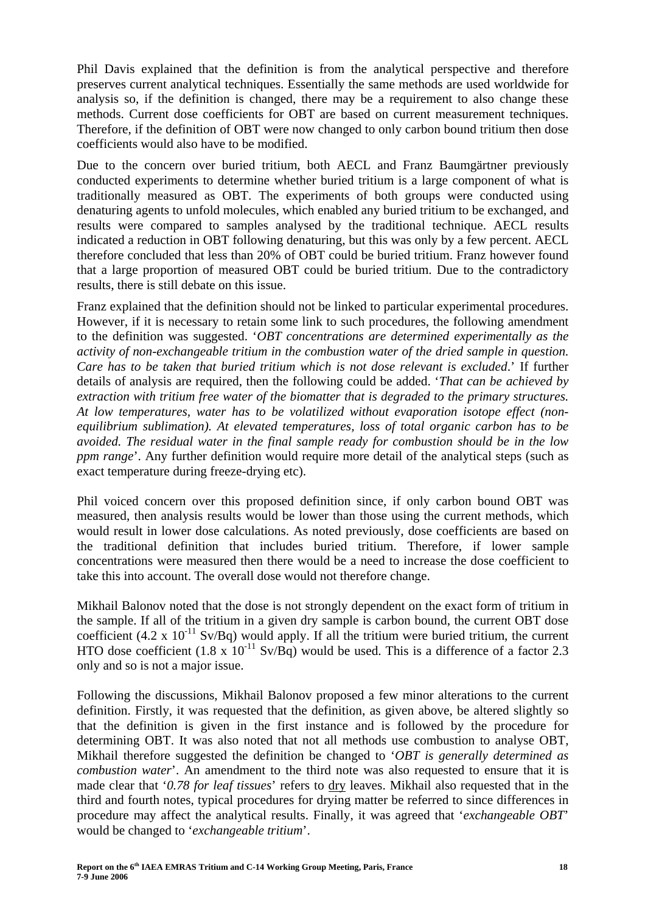Phil Davis explained that the definition is from the analytical perspective and therefore preserves current analytical techniques. Essentially the same methods are used worldwide for analysis so, if the definition is changed, there may be a requirement to also change these methods. Current dose coefficients for OBT are based on current measurement techniques. Therefore, if the definition of OBT were now changed to only carbon bound tritium then dose coefficients would also have to be modified.

Due to the concern over buried tritium, both AECL and Franz Baumgärtner previously conducted experiments to determine whether buried tritium is a large component of what is traditionally measured as OBT. The experiments of both groups were conducted using denaturing agents to unfold molecules, which enabled any buried tritium to be exchanged, and results were compared to samples analysed by the traditional technique. AECL results indicated a reduction in OBT following denaturing, but this was only by a few percent. AECL therefore concluded that less than 20% of OBT could be buried tritium. Franz however found that a large proportion of measured OBT could be buried tritium. Due to the contradictory results, there is still debate on this issue.

Franz explained that the definition should not be linked to particular experimental procedures. However, if it is necessary to retain some link to such procedures, the following amendment to the definition was suggested. '*OBT concentrations are determined experimentally as the activity of non-exchangeable tritium in the combustion water of the dried sample in question. Care has to be taken that buried tritium which is not dose relevant is excluded*.' If further details of analysis are required, then the following could be added. '*That can be achieved by extraction with tritium free water of the biomatter that is degraded to the primary structures. At low temperatures, water has to be volatilized without evaporation isotope effect (non-equilibrium sublimation). At elevated temperatures, loss of total organic carbon has to be avoided. The residual water in the final sample ready for combustion should be in the low ppm range*'. Any further definition would require more detail of the analytical steps (such as exact temperature during freeze-drying etc).

Phil voiced concern over this proposed definition since, if only carbon bound OBT was measured, then analysis results would be lower than those using the current methods, which would result in lower dose calculations. As noted previously, dose coefficients are based on the traditional definition that includes buried tritium. Therefore, if lower sample concentrations were measured then there would be a need to increase the dose coefficient to take this into account. The overall dose would not therefore change.

Mikhail Balonov noted that the dose is not strongly dependent on the exact form of tritium in the sample. If all of the tritium in a given dry sample is carbon bound, the current OBT dose coefficient ($4.2 \times 10^{-11}$ Sv/Bq) would apply. If all the tritium were buried tritium, the current HTO dose coefficient ($1.8 \times 10^{-11}$ Sv/Bq) would be used. This is a difference of a factor 2.3 only and so is not a major issue.

Following the discussions, Mikhail Balonov proposed a few minor alterations to the current definition. Firstly, it was requested that the definition, as given above, be altered slightly so that the definition is given in the first instance and is followed by the procedure for determining OBT. It was also noted that not all methods use combustion to analyse OBT, Mikhail therefore suggested the definition be changed to '*OBT is generally determined as combustion water*'. An amendment to the third note was also requested to ensure that it is made clear that '*0.78 for leaf tissues*' refers to dry leaves. Mikhail also requested that in the third and fourth notes, typical procedures for drying matter be referred to since differences in procedure may affect the analytical results. Finally, it was agreed that '*exchangeable OBT*' would be changed to '*exchangeable tritium*'.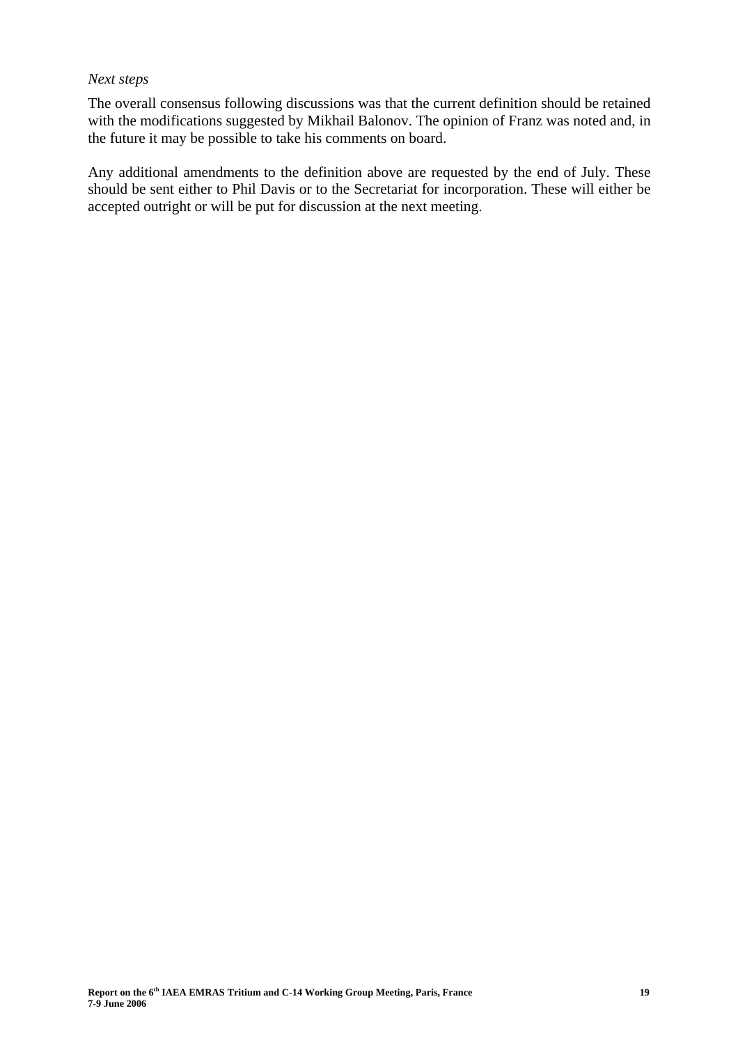*Next steps*

The overall consensus following discussions was that the current definition should be retained with the modifications suggested by Mikhail Balonov. The opinion of Franz was noted and, in the future it may be possible to take his comments on board.

Any additional amendments to the definition above are requested by the end of July. These should be sent either to Phil Davis or to the Secretariat for incorporation. These will either be accepted outright or will be put for discussion at the next meeting.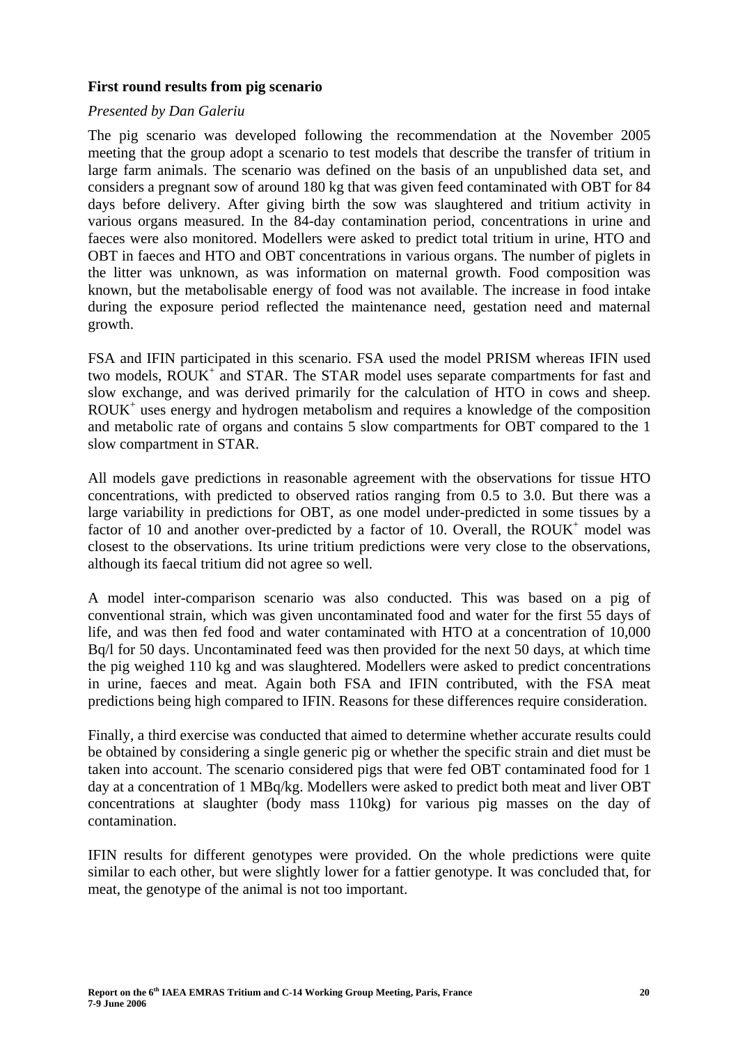**First round results from pig scenario**

*Presented by Dan Galeriu*

The pig scenario was developed following the recommendation at the November 2005 meeting that the group adopt a scenario to test models that describe the transfer of tritium in large farm animals. The scenario was defined on the basis of an unpublished data set, and considers a pregnant sow of around 180 kg that was given feed contaminated with OBT for 84 days before delivery. After giving birth the sow was slaughtered and tritium activity in various organs measured. In the 84-day contamination period, concentrations in urine and faeces were also monitored. Modellers were asked to predict total tritium in urine, HTO and OBT in faeces and HTO and OBT concentrations in various organs. The number of piglets in the litter was unknown, as was information on maternal growth. Food composition was known, but the metabolisable energy of food was not available. The increase in food intake during the exposure period reflected the maintenance need, gestation need and maternal growth.

FSA and IFIN participated in this scenario. FSA used the model PRISM whereas IFIN used two models, $ROUK^+$ and STAR. The STAR model uses separate compartments for fast and slow exchange, and was derived primarily for the calculation of HTO in cows and sheep. $ROUK^+$ uses energy and hydrogen metabolism and requires a knowledge of the composition and metabolic rate of organs and contains 5 slow compartments for OBT compared to the 1 slow compartment in STAR.

All models gave predictions in reasonable agreement with the observations for tissue HTO concentrations, with predicted to observed ratios ranging from 0.5 to 3.0. But there was a large variability in predictions for OBT, as one model under-predicted in some tissues by a factor of 10 and another over-predicted by a factor of 10. Overall, the $ROUK^+$ model was closest to the observations. Its urine tritium predictions were very close to the observations, although its faecal tritium did not agree so well.

A model inter-comparison scenario was also conducted. This was based on a pig of conventional strain, which was given uncontaminated food and water for the first 55 days of life, and was then fed food and water contaminated with HTO at a concentration of 10,000 Bq/l for 50 days. Uncontaminated feed was then provided for the next 50 days, at which time the pig weighed 110 kg and was slaughtered. Modellers were asked to predict concentrations in urine, faeces and meat. Again both FSA and IFIN contributed, with the FSA meat predictions being high compared to IFIN. Reasons for these differences require consideration.

Finally, a third exercise was conducted that aimed to determine whether accurate results could be obtained by considering a single generic pig or whether the specific strain and diet must be taken into account. The scenario considered pigs that were fed OBT contaminated food for 1 day at a concentration of 1 MBq/kg. Modellers were asked to predict both meat and liver OBT concentrations at slaughter (body mass 110kg) for various pig masses on the day of contamination.

IFIN results for different genotypes were provided. On the whole predictions were quite similar to each other, but were slightly lower for a fattier genotype. It was concluded that, for meat, the genotype of the animal is not too important.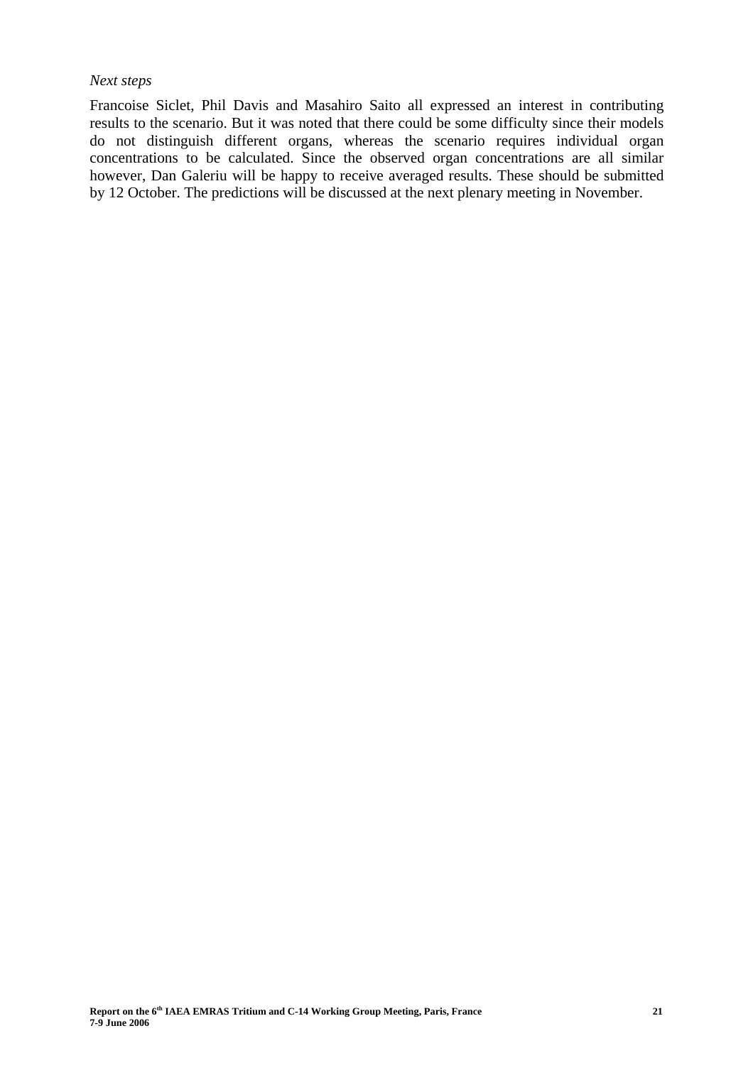*Next steps*

Francoise Siclet, Phil Davis and Masahiro Saito all expressed an interest in contributing results to the scenario. But it was noted that there could be some difficulty since their models do not distinguish different organs, whereas the scenario requires individual organ concentrations to be calculated. Since the observed organ concentrations are all similar however, Dan Galeriu will be happy to receive averaged results. These should be submitted by 12 October. The predictions will be discussed at the next plenary meeting in November.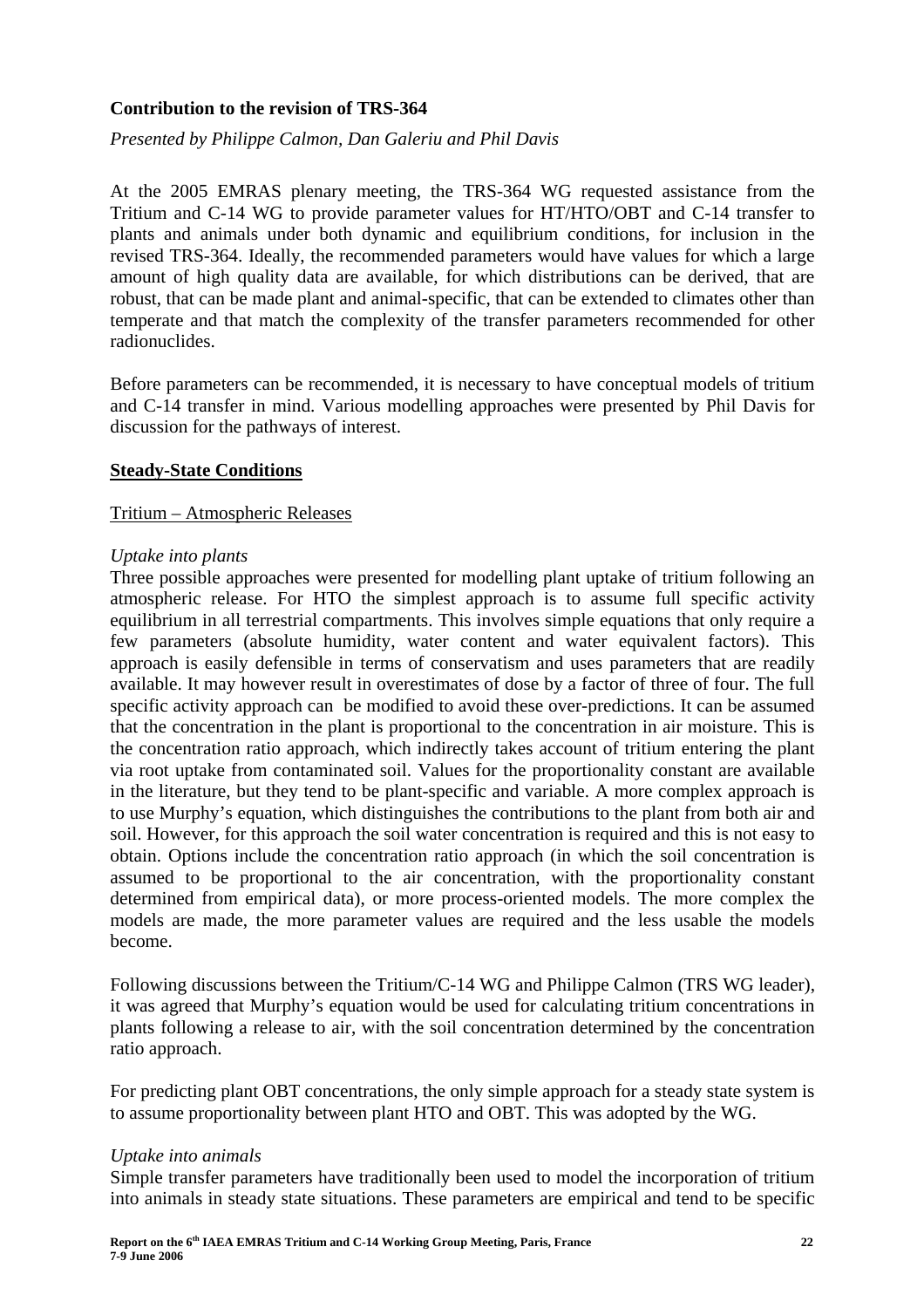**Contribution to the revision of TRS-364**

*Presented by Philippe Calmon, Dan Galeriu and Phil Davis*

At the 2005 EMRAS plenary meeting, the TRS-364 WG requested assistance from the Tritium and C-14 WG to provide parameter values for HT/HTO/OBT and C-14 transfer to plants and animals under both dynamic and equilibrium conditions, for inclusion in the revised TRS-364. Ideally, the recommended parameters would have values for which a large amount of high quality data are available, for which distributions can be derived, that are robust, that can be made plant and animal-specific, that can be extended to climates other than temperate and that match the complexity of the transfer parameters recommended for other radionuclides.

Before parameters can be recommended, it is necessary to have conceptual models of tritium and C-14 transfer in mind. Various modelling approaches were presented by Phil Davis for discussion for the pathways of interest.

## Steady-State Conditions

### Tritium – Atmospheric Releases

*Uptake into plants*

Three possible approaches were presented for modelling plant uptake of tritium following an atmospheric release. For HTO the simplest approach is to assume full specific activity equilibrium in all terrestrial compartments. This involves simple equations that only require a few parameters (absolute humidity, water content and water equivalent factors). This approach is easily defensible in terms of conservatism and uses parameters that are readily available. It may however result in overestimates of dose by a factor of three of four. The full specific activity approach can be modified to avoid these over-predictions. It can be assumed that the concentration in the plant is proportional to the concentration in air moisture. This is the concentration ratio approach, which indirectly takes account of tritium entering the plant via root uptake from contaminated soil. Values for the proportionality constant are available in the literature, but they tend to be plant-specific and variable. A more complex approach is to use Murphy's equation, which distinguishes the contributions to the plant from both air and soil. However, for this approach the soil water concentration is required and this is not easy to obtain. Options include the concentration ratio approach (in which the soil concentration is assumed to be proportional to the air concentration, with the proportionality constant determined from empirical data), or more process-oriented models. The more complex the models are made, the more parameter values are required and the less usable the models become.

Following discussions between the Tritium/C-14 WG and Philippe Calmon (TRS WG leader), it was agreed that Murphy's equation would be used for calculating tritium concentrations in plants following a release to air, with the soil concentration determined by the concentration ratio approach.

For predicting plant OBT concentrations, the only simple approach for a steady state system is to assume proportionality between plant HTO and OBT. This was adopted by the WG.

*Uptake into animals*

Simple transfer parameters have traditionally been used to model the incorporation of tritium into animals in steady state situations. These parameters are empirical and tend to be specific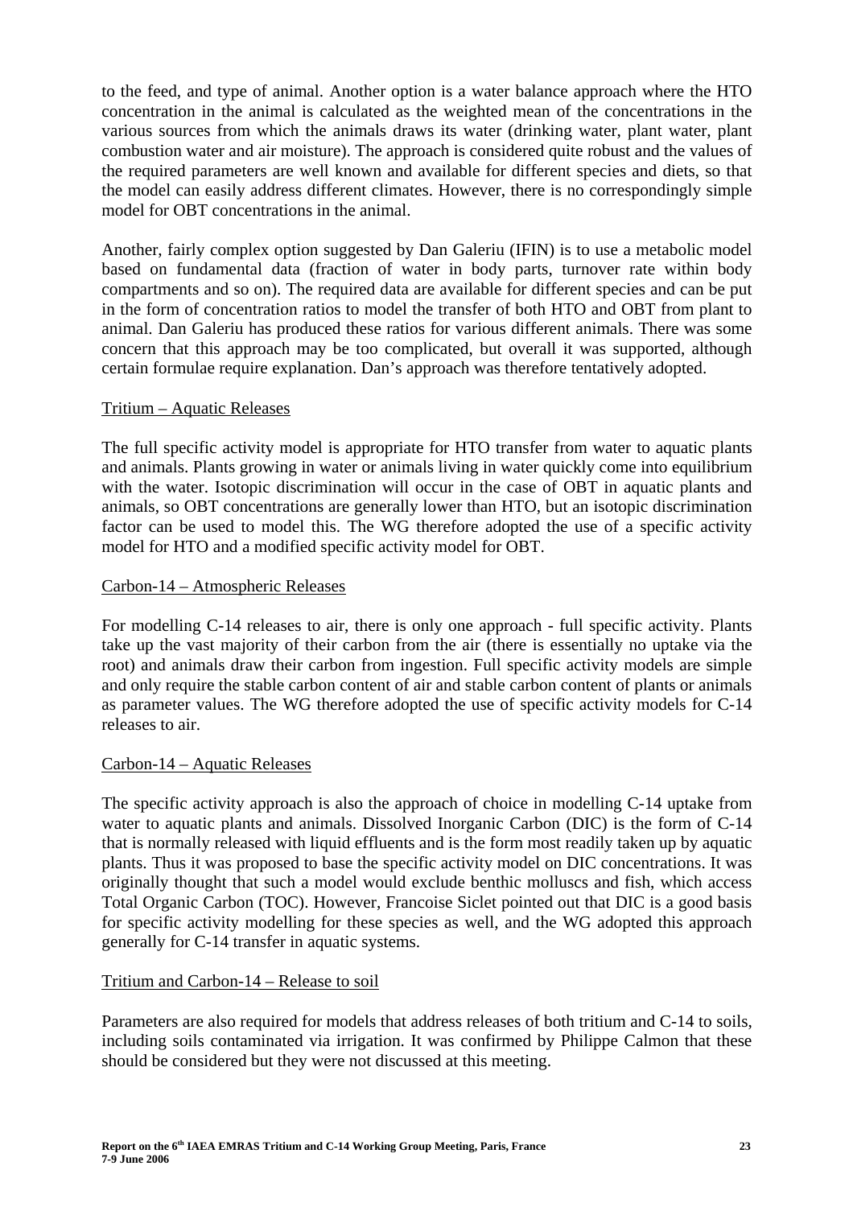to the feed, and type of animal. Another option is a water balance approach where the HTO concentration in the animal is calculated as the weighted mean of the concentrations in the various sources from which the animals draws its water (drinking water, plant water, plant combustion water and air moisture). The approach is considered quite robust and the values of the required parameters are well known and available for different species and diets, so that the model can easily address different climates. However, there is no correspondingly simple model for OBT concentrations in the animal.

Another, fairly complex option suggested by Dan Galeriu (IFIN) is to use a metabolic model based on fundamental data (fraction of water in body parts, turnover rate within body compartments and so on). The required data are available for different species and can be put in the form of concentration ratios to model the transfer of both HTO and OBT from plant to animal. Dan Galeriu has produced these ratios for various different animals. There was some concern that this approach may be too complicated, but overall it was supported, although certain formulae require explanation. Dan's approach was therefore tentatively adopted.

Tritium – Aquatic Releases

The full specific activity model is appropriate for HTO transfer from water to aquatic plants and animals. Plants growing in water or animals living in water quickly come into equilibrium with the water. Isotopic discrimination will occur in the case of OBT in aquatic plants and animals, so OBT concentrations are generally lower than HTO, but an isotopic discrimination factor can be used to model this. The WG therefore adopted the use of a specific activity model for HTO and a modified specific activity model for OBT.

Carbon-14 – Atmospheric Releases

For modelling C-14 releases to air, there is only one approach - full specific activity. Plants take up the vast majority of their carbon from the air (there is essentially no uptake via the root) and animals draw their carbon from ingestion. Full specific activity models are simple and only require the stable carbon content of air and stable carbon content of plants or animals as parameter values. The WG therefore adopted the use of specific activity models for C-14 releases to air.

Carbon-14 – Aquatic Releases

The specific activity approach is also the approach of choice in modelling C-14 uptake from water to aquatic plants and animals. Dissolved Inorganic Carbon (DIC) is the form of C-14 that is normally released with liquid effluents and is the form most readily taken up by aquatic plants. Thus it was proposed to base the specific activity model on DIC concentrations. It was originally thought that such a model would exclude benthic molluscs and fish, which access Total Organic Carbon (TOC). However, Francoise Siclet pointed out that DIC is a good basis for specific activity modelling for these species as well, and the WG adopted this approach generally for C-14 transfer in aquatic systems.

Tritium and Carbon-14 – Release to soil

Parameters are also required for models that address releases of both tritium and C-14 to soils, including soils contaminated via irrigation. It was confirmed by Philippe Calmon that these should be considered but they were not discussed at this meeting.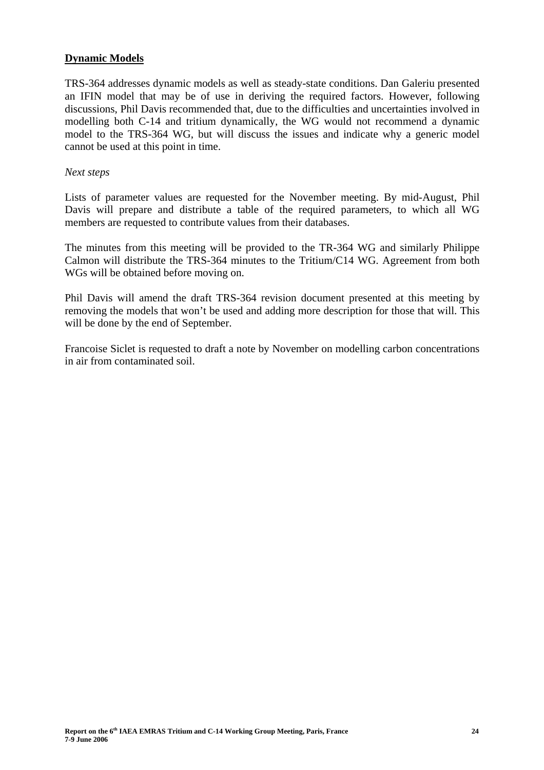**Dynamic Models**

TRS-364 addresses dynamic models as well as steady-state conditions. Dan Galeriu presented an IFIN model that may be of use in deriving the required factors. However, following discussions, Phil Davis recommended that, due to the difficulties and uncertainties involved in modelling both C-14 and tritium dynamically, the WG would not recommend a dynamic model to the TRS-364 WG, but will discuss the issues and indicate why a generic model cannot be used at this point in time.

*Next steps*

Lists of parameter values are requested for the November meeting. By mid-August, Phil Davis will prepare and distribute a table of the required parameters, to which all WG members are requested to contribute values from their databases.

The minutes from this meeting will be provided to the TR-364 WG and similarly Philippe Calmon will distribute the TRS-364 minutes to the Tritium/C14 WG. Agreement from both WGs will be obtained before moving on.

Phil Davis will amend the draft TRS-364 revision document presented at this meeting by removing the models that won't be used and adding more description for those that will. This will be done by the end of September.

Francoise Siclet is requested to draft a note by November on modelling carbon concentrations in air from contaminated soil.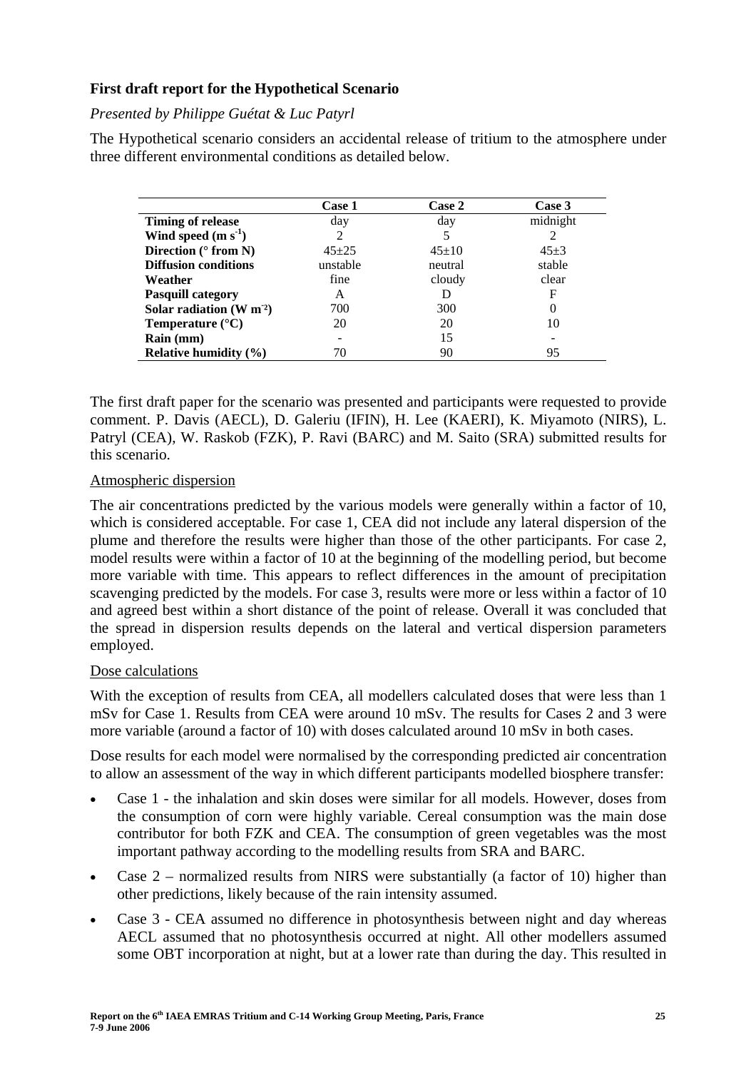**First draft report for the Hypothetical Scenario**

*Presented by Philippe Guétat & Luc Patyrl*

The Hypothetical scenario considers an accidental release of tritium to the atmosphere under three different environmental conditions as detailed below.

| | Case 1 | Case 2 | Case 3 |
|---|---|---|---|
| **Timing of release** | day | day | midnight |
| **Wind speed (m s$^{-1}$)** | 2 | 5 | 2 |
| **Direction (° from N)** | 45±25 | 45±10 | 45±3 |
| **Diffusion conditions** | unstable | neutral | stable |
| **Weather** | fine | cloudy | clear |
| **Pasquill category** | A | D | F |
| **Solar radiation (W m$^{-2}$)** | 700 | 300 | 0 |
| **Temperature (°C)** | 20 | 20 | 10 |
| **Rain (mm)** | - | 15 | - |
| **Relative humidity (%)** | 70 | 90 | 95 |

The first draft paper for the scenario was presented and participants were requested to provide comment. P. Davis (AECL), D. Galeriu (IFIN), H. Lee (KAERI), K. Miyamoto (NIRS), L. Patryl (CEA), W. Raskob (FZK), P. Ravi (BARC) and M. Saito (SRA) submitted results for this scenario.

Atmospheric dispersion

The air concentrations predicted by the various models were generally within a factor of 10, which is considered acceptable. For case 1, CEA did not include any lateral dispersion of the plume and therefore the results were higher than those of the other participants. For case 2, model results were within a factor of 10 at the beginning of the modelling period, but become more variable with time. This appears to reflect differences in the amount of precipitation scavenging predicted by the models. For case 3, results were more or less within a factor of 10 and agreed best within a short distance of the point of release. Overall it was concluded that the spread in dispersion results depends on the lateral and vertical dispersion parameters employed.

Dose calculations

With the exception of results from CEA, all modellers calculated doses that were less than 1 mSv for Case 1. Results from CEA were around 10 mSv. The results for Cases 2 and 3 were more variable (around a factor of 10) with doses calculated around 10 mSv in both cases.

Dose results for each model were normalised by the corresponding predicted air concentration to allow an assessment of the way in which different participants modelled biosphere transfer:

- Case 1 - the inhalation and skin doses were similar for all models. However, doses from the consumption of corn were highly variable. Cereal consumption was the main dose contributor for both FZK and CEA. The consumption of green vegetables was the most important pathway according to the modelling results from SRA and BARC.
- Case 2 – normalized results from NIRS were substantially (a factor of 10) higher than other predictions, likely because of the rain intensity assumed.
- Case 3 - CEA assumed no difference in photosynthesis between night and day whereas AECL assumed that no photosynthesis occurred at night. All other modellers assumed some OBT incorporation at night, but at a lower rate than during the day. This resulted in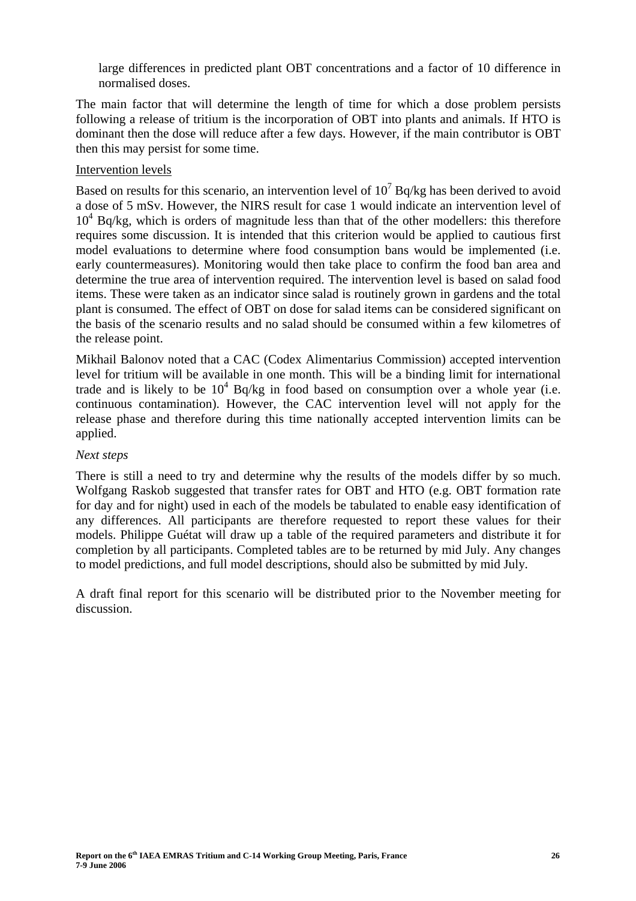large differences in predicted plant OBT concentrations and a factor of 10 difference in normalised doses.

The main factor that will determine the length of time for which a dose problem persists following a release of tritium is the incorporation of OBT into plants and animals. If HTO is dominant then the dose will reduce after a few days. However, if the main contributor is OBT then this may persist for some time.

Intervention levels

Based on results for this scenario, an intervention level of $10^7$ Bq/kg has been derived to avoid a dose of 5 mSv. However, the NIRS result for case 1 would indicate an intervention level of $10^4$ Bq/kg, which is orders of magnitude less than that of the other modellers: this therefore requires some discussion. It is intended that this criterion would be applied to cautious first model evaluations to determine where food consumption bans would be implemented (i.e. early countermeasures). Monitoring would then take place to confirm the food ban area and determine the true area of intervention required. The intervention level is based on salad food items. These were taken as an indicator since salad is routinely grown in gardens and the total plant is consumed. The effect of OBT on dose for salad items can be considered significant on the basis of the scenario results and no salad should be consumed within a few kilometres of the release point.

Mikhail Balonov noted that a CAC (Codex Alimentarius Commission) accepted intervention level for tritium will be available in one month. This will be a binding limit for international trade and is likely to be $10^4$ Bq/kg in food based on consumption over a whole year (i.e. continuous contamination). However, the CAC intervention level will not apply for the release phase and therefore during this time nationally accepted intervention limits can be applied.

*Next steps*

There is still a need to try and determine why the results of the models differ by so much. Wolfgang Raskob suggested that transfer rates for OBT and HTO (e.g. OBT formation rate for day and for night) used in each of the models be tabulated to enable easy identification of any differences. All participants are therefore requested to report these values for their models. Philippe Guétat will draw up a table of the required parameters and distribute it for completion by all participants. Completed tables are to be returned by mid July. Any changes to model predictions, and full model descriptions, should also be submitted by mid July.

A draft final report for this scenario will be distributed prior to the November meeting for discussion.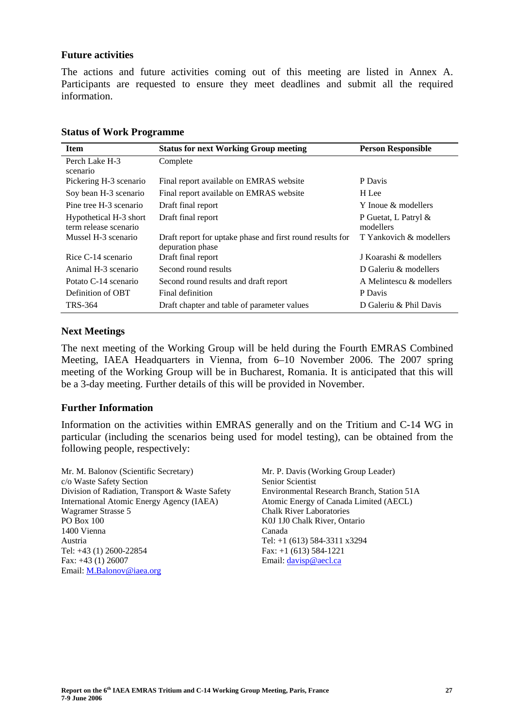## Future activities

The actions and future activities coming out of this meeting are listed in Annex A. Participants are requested to ensure they meet deadlines and submit all the required information.

## Status of Work Programme

| Item | Status for next Working Group meeting | Person Responsible |
|---|---|---|
| Perch Lake H-3 scenario | Complete | |
| Pickering H-3 scenario | Final report available on EMRAS website | P Davis |
| Soy bean H-3 scenario | Final report available on EMRAS website | H Lee |
| Pine tree H-3 scenario | Draft final report | Y Inoue & modellers |
| Hypothetical H-3 short term release scenario | Draft final report | P Guetat, L Patryl & modellers |
| Mussel H-3 scenario | Draft report for uptake phase and first round results for depuration phase | T Yankovich & modellers |
| Rice C-14 scenario | Draft final report | J Koarashi & modellers |
| Animal H-3 scenario | Second round results | D Galeriu & modellers |
| Potato C-14 scenario | Second round results and draft report | A Melintescu & modellers |
| Definition of OBT | Final definition | P Davis |
| TRS-364 | Draft chapter and table of parameter values | D Galeriu & Phil Davis |

## Next Meetings

The next meeting of the Working Group will be held during the Fourth EMRAS Combined Meeting, IAEA Headquarters in Vienna, from 6–10 November 2006. The 2007 spring meeting of the Working Group will be in Bucharest, Romania. It is anticipated that this will be a 3-day meeting. Further details of this will be provided in November.

## Further Information

Information on the activities within EMRAS generally and on the Tritium and C-14 WG in particular (including the scenarios being used for model testing), can be obtained from the following people, respectively:

Mr. M. Balonov (Scientific Secretary)
c/o Waste Safety Section
Division of Radiation, Transport & Waste Safety
International Atomic Energy Agency (IAEA)
Wagramer Strasse 5
PO Box 100
1400 Vienna
Austria
Tel: +43 (1) 2600-22854
Fax: +43 (1) 26007
Email: M.Balonov@iaea.org

Mr. P. Davis (Working Group Leader)
Senior Scientist
Environmental Research Branch, Station 51A
Atomic Energy of Canada Limited (AECL)
Chalk River Laboratories
K0J 1J0 Chalk River, Ontario
Canada
Tel: +1 (613) 584-3311 x3294
Fax: +1 (613) 584-1221
Email: davisp@aecl.ca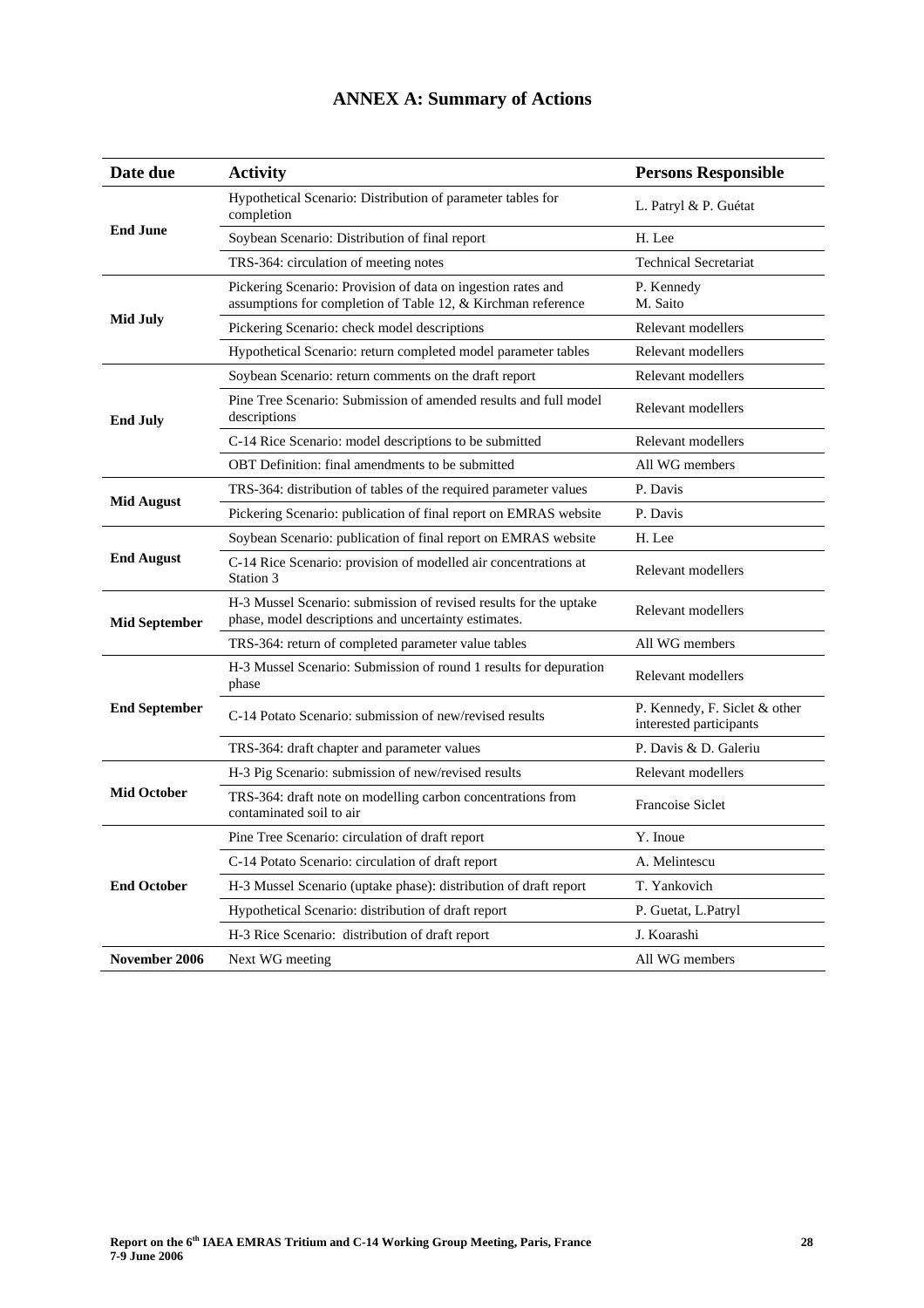# ANNEX A: Summary of Actions

| Date due | Activity | Persons Responsible |
|---|---|---|
| **End June** | Hypothetical Scenario: Distribution of parameter tables for completion | L. Patryl & P. Guétat |
| | Soybean Scenario: Distribution of final report | H. Lee |
| | TRS-364: circulation of meeting notes | Technical Secretariat |
| **Mid July** | Pickering Scenario: Provision of data on ingestion rates and assumptions for completion of Table 12, & Kirchman reference | P. Kennedy<br>M. Saito |
| | Pickering Scenario: check model descriptions | Relevant modellers |
| | Hypothetical Scenario: return completed model parameter tables | Relevant modellers |
| **End July** | Soybean Scenario: return comments on the draft report | Relevant modellers |
| | Pine Tree Scenario: Submission of amended results and full model descriptions | Relevant modellers |
| | C-14 Rice Scenario: model descriptions to be submitted | Relevant modellers |
| | OBT Definition: final amendments to be submitted | All WG members |
| **Mid August** | TRS-364: distribution of tables of the required parameter values | P. Davis |
| | Pickering Scenario: publication of final report on EMRAS website | P. Davis |
| **End August** | Soybean Scenario: publication of final report on EMRAS website | H. Lee |
| | C-14 Rice Scenario: provision of modelled air concentrations at Station 3 | Relevant modellers |
| **Mid September** | H-3 Mussel Scenario: submission of revised results for the uptake phase, model descriptions and uncertainty estimates. | Relevant modellers |
| | TRS-364: return of completed parameter value tables | All WG members |
| **End September** | H-3 Mussel Scenario: Submission of round 1 results for depuration phase | Relevant modellers |
| | C-14 Potato Scenario: submission of new/revised results | P. Kennedy, F. Siclet & other interested participants |
| | TRS-364: draft chapter and parameter values | P. Davis & D. Galeriu |
| **Mid October** | H-3 Pig Scenario: submission of new/revised results | Relevant modellers |
| | TRS-364: draft note on modelling carbon concentrations from contaminated soil to air | Francoise Siclet |
| **End October** | Pine Tree Scenario: circulation of draft report | Y. Inoue |
| | C-14 Potato Scenario: circulation of draft report | A. Melintescu |
| | H-3 Mussel Scenario (uptake phase): distribution of draft report | T. Yankovich |
| | Hypothetical Scenario: distribution of draft report | P. Guetat, L.Patryl |
| | H-3 Rice Scenario: distribution of draft report | J. Koarashi |
| **November 2006** | Next WG meeting | All WG members |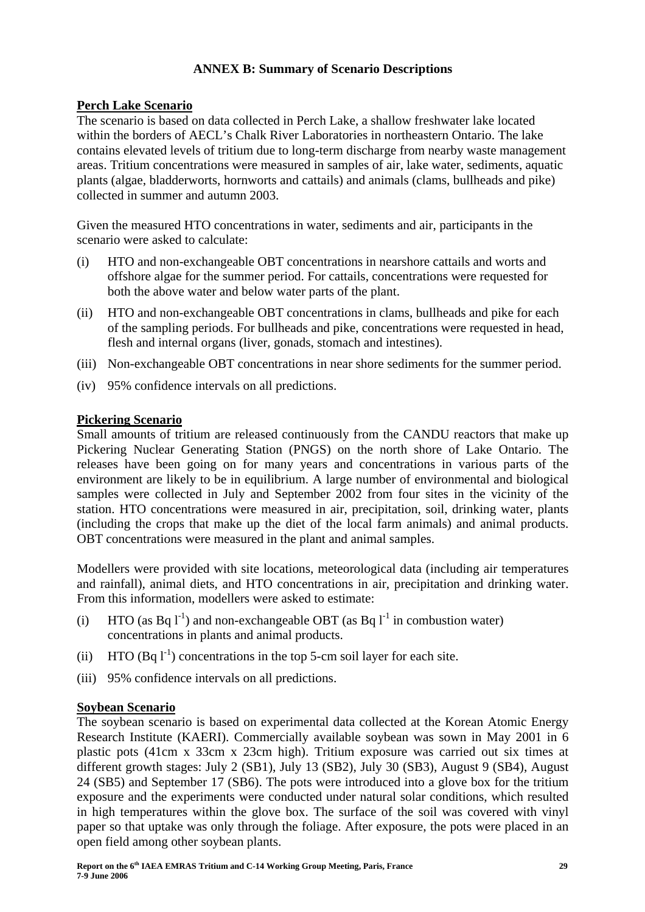## ANNEX B: Summary of Scenario Descriptions

### Perch Lake Scenario

The scenario is based on data collected in Perch Lake, a shallow freshwater lake located within the borders of AECL's Chalk River Laboratories in northeastern Ontario. The lake contains elevated levels of tritium due to long-term discharge from nearby waste management areas. Tritium concentrations were measured in samples of air, lake water, sediments, aquatic plants (algae, bladderworts, hornworts and cattails) and animals (clams, bullheads and pike) collected in summer and autumn 2003.

Given the measured HTO concentrations in water, sediments and air, participants in the scenario were asked to calculate:

(i) HTO and non-exchangeable OBT concentrations in nearshore cattails and worts and offshore algae for the summer period. For cattails, concentrations were requested for both the above water and below water parts of the plant.

(ii) HTO and non-exchangeable OBT concentrations in clams, bullheads and pike for each of the sampling periods. For bullheads and pike, concentrations were requested in head, flesh and internal organs (liver, gonads, stomach and intestines).

(iii) Non-exchangeable OBT concentrations in near shore sediments for the summer period.

(iv) 95% confidence intervals on all predictions.

### Pickering Scenario

Small amounts of tritium are released continuously from the CANDU reactors that make up Pickering Nuclear Generating Station (PNGS) on the north shore of Lake Ontario. The releases have been going on for many years and concentrations in various parts of the environment are likely to be in equilibrium. A large number of environmental and biological samples were collected in July and September 2002 from four sites in the vicinity of the station. HTO concentrations were measured in air, precipitation, soil, drinking water, plants (including the crops that make up the diet of the local farm animals) and animal products. OBT concentrations were measured in the plant and animal samples.

Modellers were provided with site locations, meteorological data (including air temperatures and rainfall), animal diets, and HTO concentrations in air, precipitation and drinking water. From this information, modellers were asked to estimate:

(i) HTO (as Bq $l^{-1}$) and non-exchangeable OBT (as Bq $l^{-1}$ in combustion water) concentrations in plants and animal products.

(ii) HTO (Bq $l^{-1}$) concentrations in the top 5-cm soil layer for each site.

(iii) 95% confidence intervals on all predictions.

### Soybean Scenario

The soybean scenario is based on experimental data collected at the Korean Atomic Energy Research Institute (KAERI). Commercially available soybean was sown in May 2001 in 6 plastic pots (41cm x 33cm x 23cm high). Tritium exposure was carried out six times at different growth stages: July 2 (SB1), July 13 (SB2), July 30 (SB3), August 9 (SB4), August 24 (SB5) and September 17 (SB6). The pots were introduced into a glove box for the tritium exposure and the experiments were conducted under natural solar conditions, which resulted in high temperatures within the glove box. The surface of the soil was covered with vinyl paper so that uptake was only through the foliage. After exposure, the pots were placed in an open field among other soybean plants.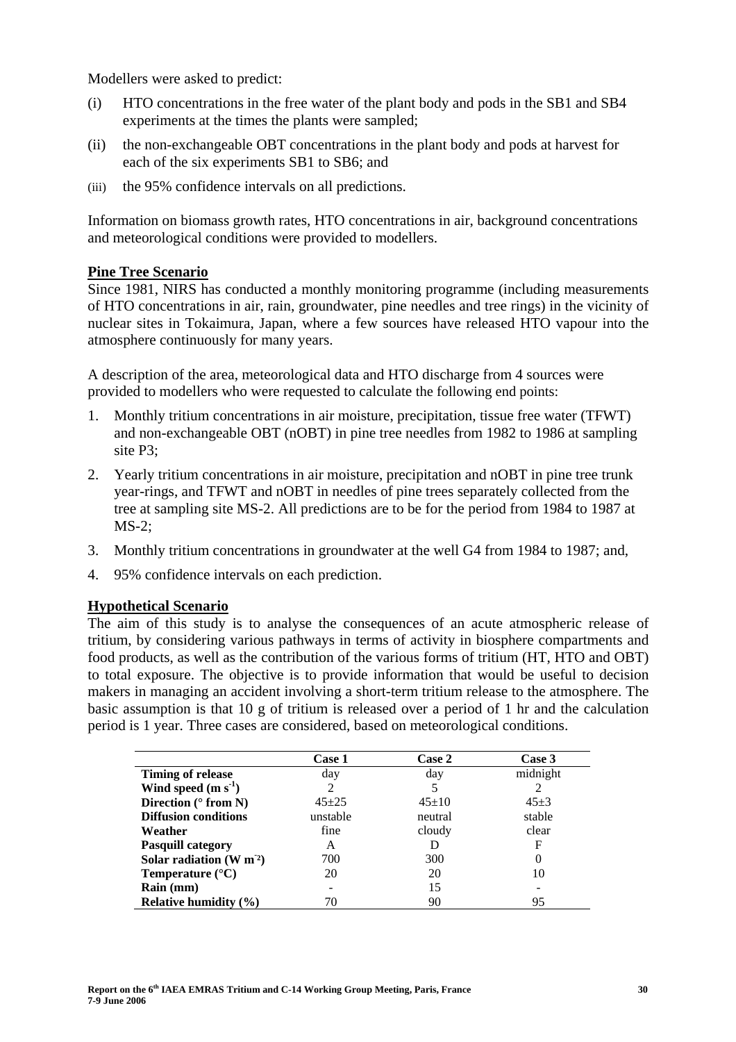Modellers were asked to predict:

(i) HTO concentrations in the free water of the plant body and pods in the SB1 and SB4 experiments at the times the plants were sampled;

(ii) the non-exchangeable OBT concentrations in the plant body and pods at harvest for each of the six experiments SB1 to SB6; and

(iii) the 95% confidence intervals on all predictions.

Information on biomass growth rates, HTO concentrations in air, background concentrations and meteorological conditions were provided to modellers.

## Pine Tree Scenario

Since 1981, NIRS has conducted a monthly monitoring programme (including measurements of HTO concentrations in air, rain, groundwater, pine needles and tree rings) in the vicinity of nuclear sites in Tokaimura, Japan, where a few sources have released HTO vapour into the atmosphere continuously for many years.

A description of the area, meteorological data and HTO discharge from 4 sources were provided to modellers who were requested to calculate the following end points:

1. Monthly tritium concentrations in air moisture, precipitation, tissue free water (TFWT) and non-exchangeable OBT (nOBT) in pine tree needles from 1982 to 1986 at sampling site P3;
2. Yearly tritium concentrations in air moisture, precipitation and nOBT in pine tree trunk year-rings, and TFWT and nOBT in needles of pine trees separately collected from the tree at sampling site MS-2. All predictions are to be for the period from 1984 to 1987 at MS-2;
3. Monthly tritium concentrations in groundwater at the well G4 from 1984 to 1987; and,
4. 95% confidence intervals on each prediction.

## Hypothetical Scenario

The aim of this study is to analyse the consequences of an acute atmospheric release of tritium, by considering various pathways in terms of activity in biosphere compartments and food products, as well as the contribution of the various forms of tritium (HT, HTO and OBT) to total exposure. The objective is to provide information that would be useful to decision makers in managing an accident involving a short-term tritium release to the atmosphere. The basic assumption is that 10 g of tritium is released over a period of 1 hr and the calculation period is 1 year. Three cases are considered, based on meteorological conditions.

| | Case 1 | Case 2 | Case 3 |
|---|---|---|---|
| **Timing of release** | day | day | midnight |
| **Wind speed (m $s^{-1}$)** | 2 | 5 | 2 |
| **Direction (° from N)** | 45±25 | 45±10 | 45±3 |
| **Diffusion conditions** | unstable | neutral | stable |
| **Weather** | fine | cloudy | clear |
| **Pasquill category** | A | D | F |
| **Solar radiation (W $m^{-2}$)** | 700 | 300 | 0 |
| **Temperature (°C)** | 20 | 20 | 10 |
| **Rain (mm)** | - | 15 | - |
| **Relative humidity (%)** | 70 | 90 | 95 |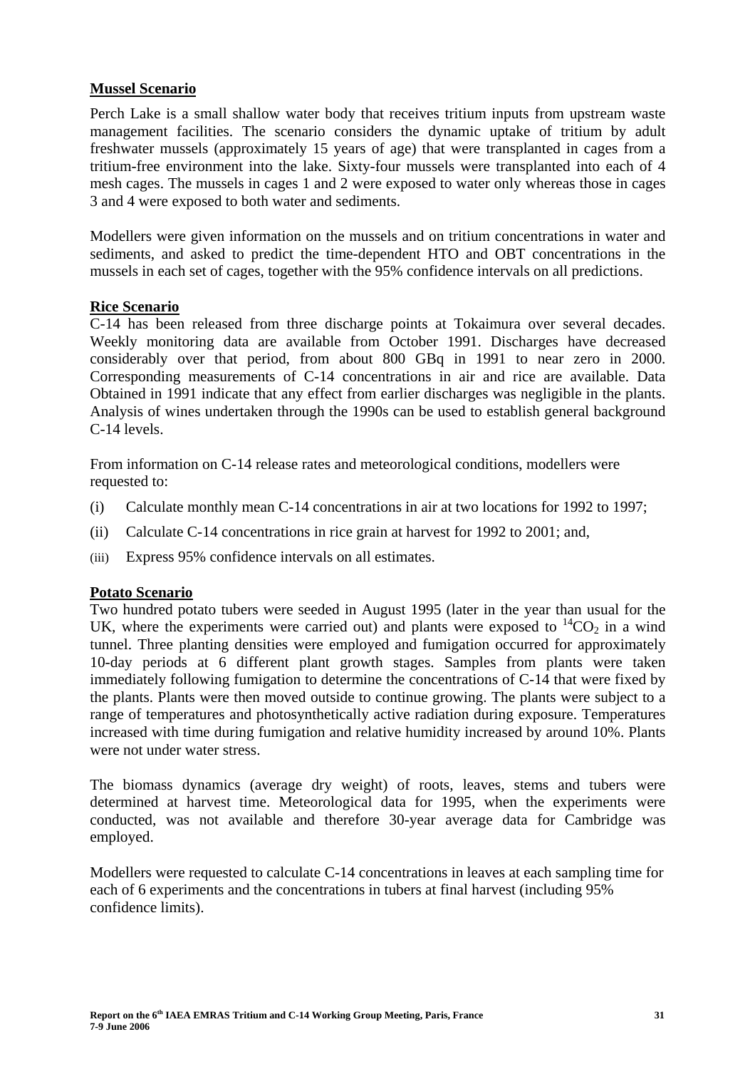**Mussel Scenario**

Perch Lake is a small shallow water body that receives tritium inputs from upstream waste management facilities. The scenario considers the dynamic uptake of tritium by adult freshwater mussels (approximately 15 years of age) that were transplanted in cages from a tritium-free environment into the lake. Sixty-four mussels were transplanted into each of 4 mesh cages. The mussels in cages 1 and 2 were exposed to water only whereas those in cages 3 and 4 were exposed to both water and sediments.

Modellers were given information on the mussels and on tritium concentrations in water and sediments, and asked to predict the time-dependent HTO and OBT concentrations in the mussels in each set of cages, together with the 95% confidence intervals on all predictions.

**Rice Scenario**

C-14 has been released from three discharge points at Tokaimura over several decades. Weekly monitoring data are available from October 1991. Discharges have decreased considerably over that period, from about 800 GBq in 1991 to near zero in 2000. Corresponding measurements of C-14 concentrations in air and rice are available. Data Obtained in 1991 indicate that any effect from earlier discharges was negligible in the plants. Analysis of wines undertaken through the 1990s can be used to establish general background C-14 levels.

From information on C-14 release rates and meteorological conditions, modellers were requested to:

(i) Calculate monthly mean C-14 concentrations in air at two locations for 1992 to 1997;

(ii) Calculate C-14 concentrations in rice grain at harvest for 1992 to 2001; and,

(iii) Express 95% confidence intervals on all estimates.

**Potato Scenario**

Two hundred potato tubers were seeded in August 1995 (later in the year than usual for the UK, where the experiments were carried out) and plants were exposed to $^{14}CO_2$ in a wind tunnel. Three planting densities were employed and fumigation occurred for approximately 10-day periods at 6 different plant growth stages. Samples from plants were taken immediately following fumigation to determine the concentrations of C-14 that were fixed by the plants. Plants were then moved outside to continue growing. The plants were subject to a range of temperatures and photosynthetically active radiation during exposure. Temperatures increased with time during fumigation and relative humidity increased by around 10%. Plants were not under water stress.

The biomass dynamics (average dry weight) of roots, leaves, stems and tubers were determined at harvest time. Meteorological data for 1995, when the experiments were conducted, was not available and therefore 30-year average data for Cambridge was employed.

Modellers were requested to calculate C-14 concentrations in leaves at each sampling time for each of 6 experiments and the concentrations in tubers at final harvest (including 95% confidence limits).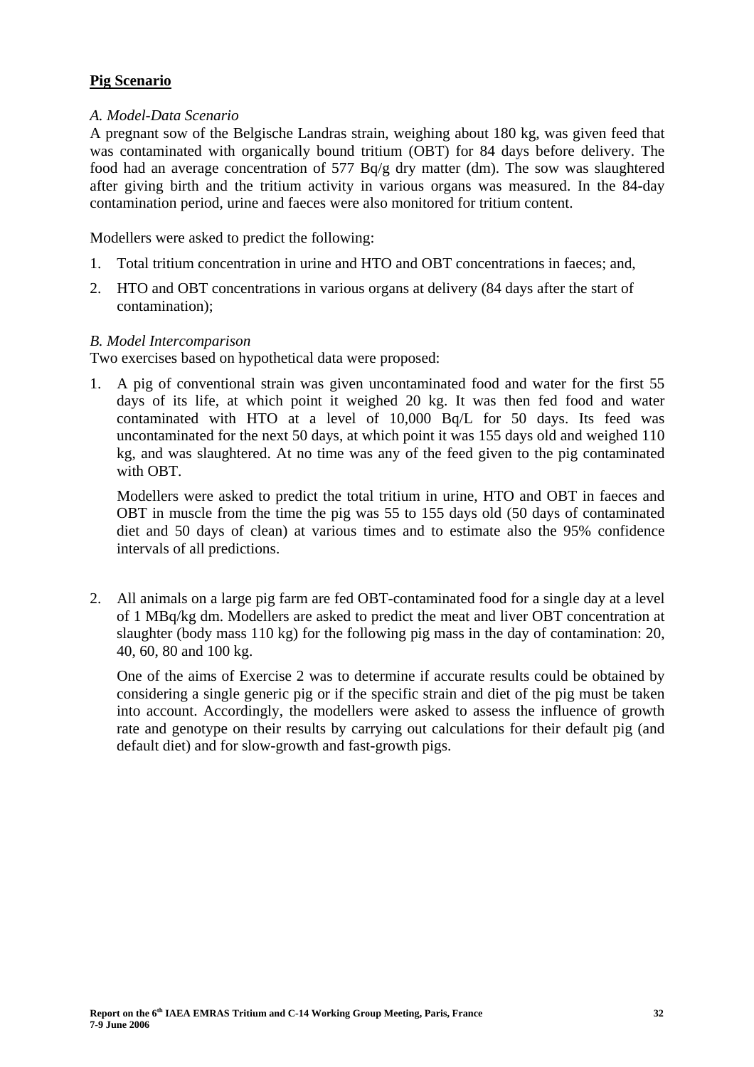## Pig Scenario

*A. Model-Data Scenario*

A pregnant sow of the Belgische Landras strain, weighing about 180 kg, was given feed that was contaminated with organically bound tritium (OBT) for 84 days before delivery. The food had an average concentration of 577 Bq/g dry matter (dm). The sow was slaughtered after giving birth and the tritium activity in various organs was measured. In the 84-day contamination period, urine and faeces were also monitored for tritium content.

Modellers were asked to predict the following:

1. Total tritium concentration in urine and HTO and OBT concentrations in faeces; and,
2. HTO and OBT concentrations in various organs at delivery (84 days after the start of contamination);

*B. Model Intercomparison*

Two exercises based on hypothetical data were proposed:

1. A pig of conventional strain was given uncontaminated food and water for the first 55 days of its life, at which point it weighed 20 kg. It was then fed food and water contaminated with HTO at a level of 10,000 Bq/L for 50 days. Its feed was uncontaminated for the next 50 days, at which point it was 155 days old and weighed 110 kg, and was slaughtered. At no time was any of the feed given to the pig contaminated with OBT.

   Modellers were asked to predict the total tritium in urine, HTO and OBT in faeces and OBT in muscle from the time the pig was 55 to 155 days old (50 days of contaminated diet and 50 days of clean) at various times and to estimate also the 95% confidence intervals of all predictions.

2. All animals on a large pig farm are fed OBT-contaminated food for a single day at a level of 1 MBq/kg dm. Modellers are asked to predict the meat and liver OBT concentration at slaughter (body mass 110 kg) for the following pig mass in the day of contamination: 20, 40, 60, 80 and 100 kg.

   One of the aims of Exercise 2 was to determine if accurate results could be obtained by considering a single generic pig or if the specific strain and diet of the pig must be taken into account. Accordingly, the modellers were asked to assess the influence of growth rate and genotype on their results by carrying out calculations for their default pig (and default diet) and for slow-growth and fast-growth pigs.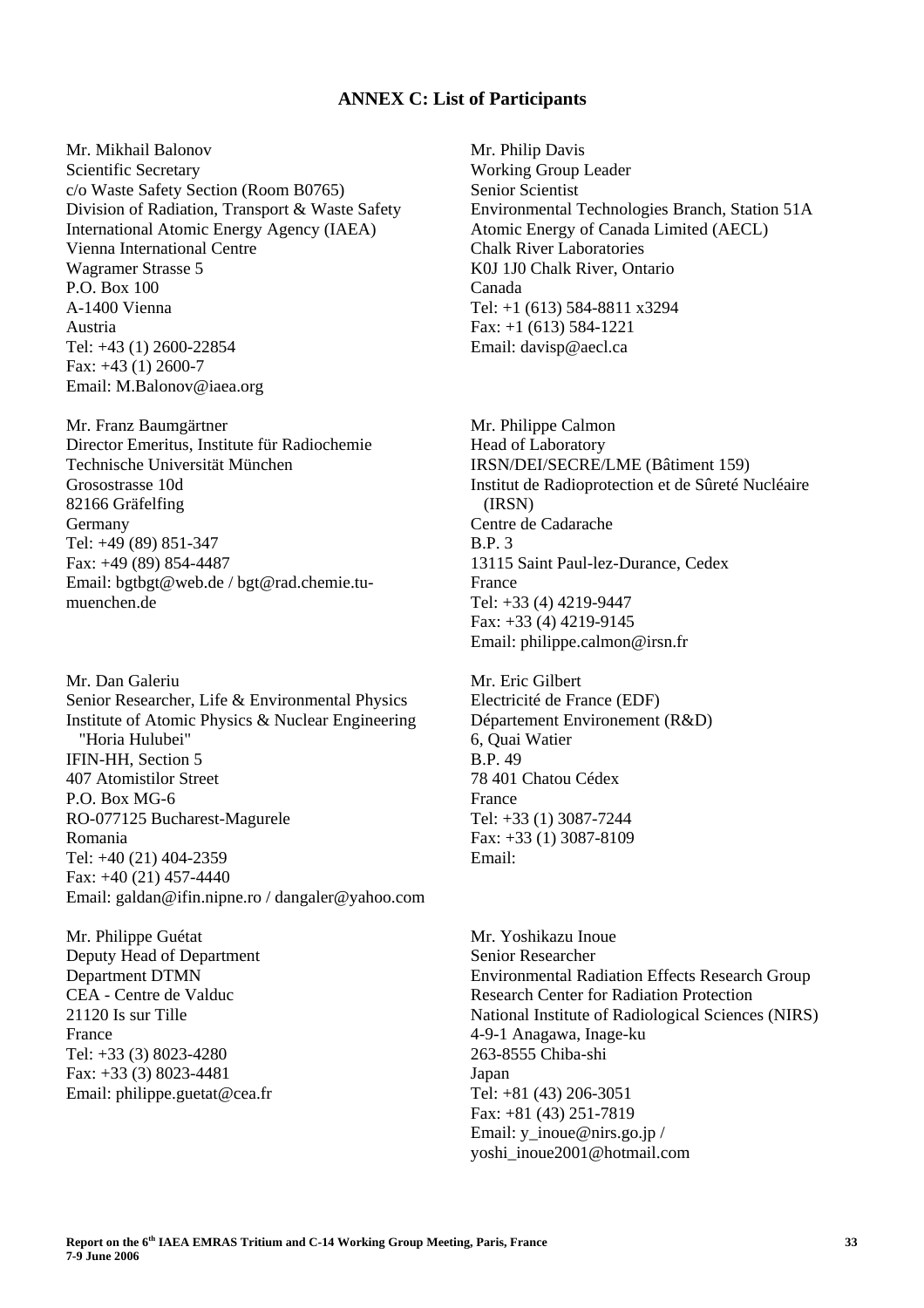## ANNEX C: List of Participants

Mr. Mikhail Balonov
Scientific Secretary
c/o Waste Safety Section (Room B0765)
Division of Radiation, Transport & Waste Safety
International Atomic Energy Agency (IAEA)
Vienna International Centre
Wagramer Strasse 5
P.O. Box 100
A-1400 Vienna
Austria
Tel: +43 (1) 2600-22854
Fax: +43 (1) 2600-7
Email: M.Balonov@iaea.org

Mr. Philip Davis
Working Group Leader
Senior Scientist
Environmental Technologies Branch, Station 51A
Atomic Energy of Canada Limited (AECL)
Chalk River Laboratories
K0J 1J0 Chalk River, Ontario
Canada
Tel: +1 (613) 584-8811 x3294
Fax: +1 (613) 584-1221
Email: davisp@aecl.ca

Mr. Franz Baumgärtner
Director Emeritus, Institute für Radiochemie
Technische Universität München
Grosostrasse 10d
82166 Gräfelfing
Germany
Tel: +49 (89) 851-347
Fax: +49 (89) 854-4487
Email: bgtbgt@web.de / bgt@rad.chemie.tu-muenchen.de

Mr. Philippe Calmon
Head of Laboratory
IRSN/DEI/SECRE/LME (Bâtiment 159)
Institut de Radioprotection et de Sûreté Nucléaire (IRSN)
Centre de Cadarache
B.P. 3
13115 Saint Paul-lez-Durance, Cedex
France
Tel: +33 (4) 4219-9447
Fax: +33 (4) 4219-9145
Email: philippe.calmon@irsn.fr

Mr. Dan Galeriu
Senior Researcher, Life & Environmental Physics
Institute of Atomic Physics & Nuclear Engineering "Horia Hulubei"
IFIN-HH, Section 5
407 Atomistilor Street
P.O. Box MG-6
RO-077125 Bucharest-Magurele
Romania
Tel: +40 (21) 404-2359
Fax: +40 (21) 457-4440
Email: galdan@ifin.nipne.ro / dangaler@yahoo.com

Mr. Eric Gilbert
Electricité de France (EDF)
Département Environement (R&D)
6, Quai Watier
B.P. 49
78 401 Chatou Cédex
France
Tel: +33 (1) 3087-7244
Fax: +33 (1) 3087-8109
Email:

Mr. Philippe Guétat
Deputy Head of Department
Department DTMN
CEA - Centre de Valduc
21120 Is sur Tille
France
Tel: +33 (3) 8023-4280
Fax: +33 (3) 8023-4481
Email: philippe.guetat@cea.fr

Mr. Yoshikazu Inoue
Senior Researcher
Environmental Radiation Effects Research Group
Research Center for Radiation Protection
National Institute of Radiological Sciences (NIRS)
4-9-1 Anagawa, Inage-ku
263-8555 Chiba-shi
Japan
Tel: +81 (43) 206-3051
Fax: +81 (43) 251-7819
Email: y_inoue@nirs.go.jp / yoshi_inoue2001@hotmail.com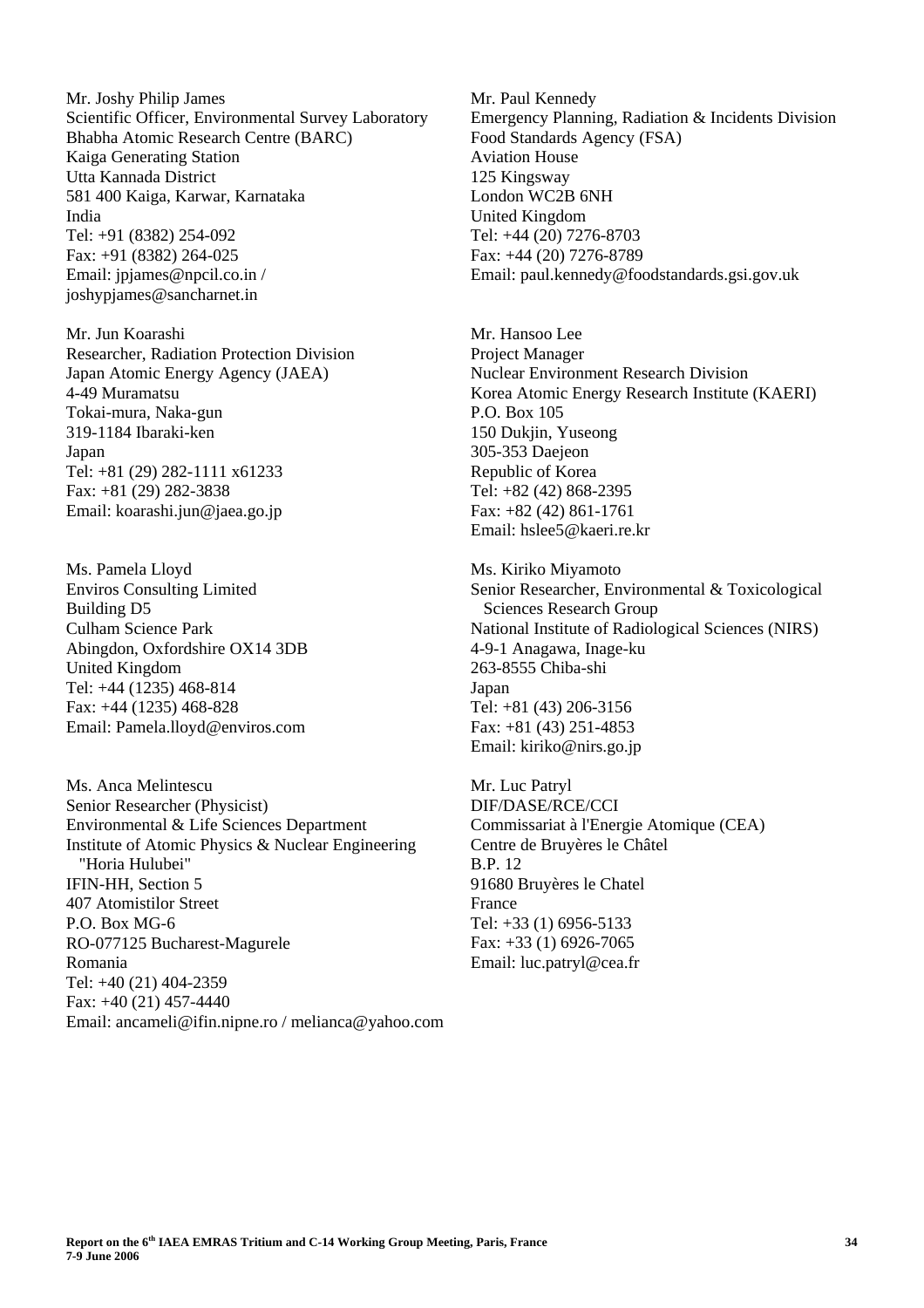Mr. Joshy Philip James
Scientific Officer, Environmental Survey Laboratory
Bhabha Atomic Research Centre (BARC)
Kaiga Generating Station
Utta Kannada District
581 400 Kaiga, Karwar, Karnataka
India
Tel: +91 (8382) 254-092
Fax: +91 (8382) 264-025
Email: jpjames@npcil.co.in / joshypjames@sancharnet.in

Mr. Jun Koarashi
Researcher, Radiation Protection Division
Japan Atomic Energy Agency (JAEA)
4-49 Muramatsu
Tokai-mura, Naka-gun
319-1184 Ibaraki-ken
Japan
Tel: +81 (29) 282-1111 x61233
Fax: +81 (29) 282-3838
Email: koarashi.jun@jaea.go.jp

Ms. Pamela Lloyd
Enviros Consulting Limited
Building D5
Culham Science Park
Abingdon, Oxfordshire OX14 3DB
United Kingdom
Tel: +44 (1235) 468-814
Fax: +44 (1235) 468-828
Email: Pamela.lloyd@enviros.com

Ms. Anca Melintescu
Senior Researcher (Physicist)
Environmental & Life Sciences Department
Institute of Atomic Physics & Nuclear Engineering "Horia Hulubei"
IFIN-HH, Section 5
407 Atomistilor Street
P.O. Box MG-6
RO-077125 Bucharest-Magurele
Romania
Tel: +40 (21) 404-2359
Fax: +40 (21) 457-4440
Email: ancameli@ifin.nipne.ro / melianca@yahoo.com

Mr. Paul Kennedy
Emergency Planning, Radiation & Incidents Division
Food Standards Agency (FSA)
Aviation House
125 Kingsway
London WC2B 6NH
United Kingdom
Tel: +44 (20) 7276-8703
Fax: +44 (20) 7276-8789
Email: paul.kennedy@foodstandards.gsi.gov.uk

Mr. Hansoo Lee
Project Manager
Nuclear Environment Research Division
Korea Atomic Energy Research Institute (KAERI)
P.O. Box 105
150 Dukjin, Yuseong
305-353 Daejeon
Republic of Korea
Tel: +82 (42) 868-2395
Fax: +82 (42) 861-1761
Email: hslee5@kaeri.re.kr

Ms. Kiriko Miyamoto
Senior Researcher, Environmental & Toxicological Sciences Research Group
National Institute of Radiological Sciences (NIRS)
4-9-1 Anagawa, Inage-ku
263-8555 Chiba-shi
Japan
Tel: +81 (43) 206-3156
Fax: +81 (43) 251-4853
Email: kiriko@nirs.go.jp

Mr. Luc Patryl
DIF/DASE/RCE/CCI
Commissariat à l'Energie Atomique (CEA)
Centre de Bruyères le Châtel
B.P. 12
91680 Bruyères le Chatel
France
Tel: +33 (1) 6956-5133
Fax: +33 (1) 6926-7065
Email: luc.patryl@cea.fr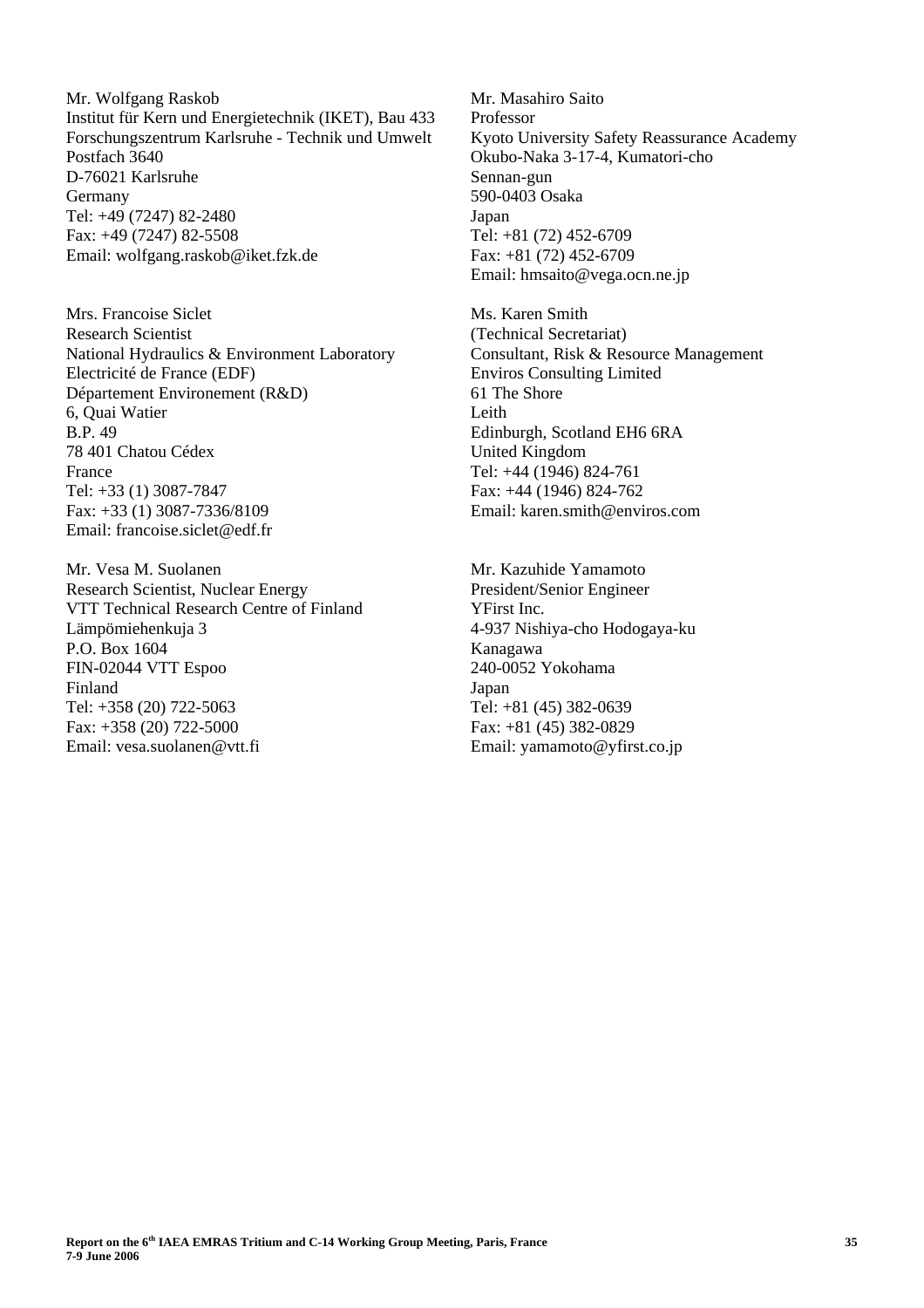Mr. Wolfgang Raskob
Institut für Kern und Energietechnik (IKET), Bau 433
Forschungszentrum Karlsruhe - Technik und Umwelt
Postfach 3640
D-76021 Karlsruhe
Germany
Tel: +49 (7247) 82-2480
Fax: +49 (7247) 82-5508
Email: wolfgang.raskob@iket.fzk.de

Mrs. Francoise Siclet
Research Scientist
National Hydraulics & Environment Laboratory
Electricité de France (EDF)
Département Environement (R&D)
6, Quai Watier
B.P. 49
78 401 Chatou Cédex
France
Tel: +33 (1) 3087-7847
Fax: +33 (1) 3087-7336/8109
Email: francoise.siclet@edf.fr

Mr. Vesa M. Suolanen
Research Scientist, Nuclear Energy
VTT Technical Research Centre of Finland
Lämpömiehenkuja 3
P.O. Box 1604
FIN-02044 VTT Espoo
Finland
Tel: +358 (20) 722-5063
Fax: +358 (20) 722-5000
Email: vesa.suolanen@vtt.fi

Mr. Masahiro Saito
Professor
Kyoto University Safety Reassurance Academy
Okubo-Naka 3-17-4, Kumatori-cho
Sennan-gun
590-0403 Osaka
Japan
Tel: +81 (72) 452-6709
Fax: +81 (72) 452-6709
Email: hmsaito@vega.ocn.ne.jp

Ms. Karen Smith
(Technical Secretariat)
Consultant, Risk & Resource Management
Enviros Consulting Limited
61 The Shore
Leith
Edinburgh, Scotland EH6 6RA
United Kingdom
Tel: +44 (1946) 824-761
Fax: +44 (1946) 824-762
Email: karen.smith@enviros.com

Mr. Kazuhide Yamamoto
President/Senior Engineer
YFirst Inc.
4-937 Nishiya-cho Hodogaya-ku
Kanagawa
240-0052 Yokohama
Japan
Tel: +81 (45) 382-0639
Fax: +81 (45) 382-0829
Email: yamamoto@yfirst.co.jp